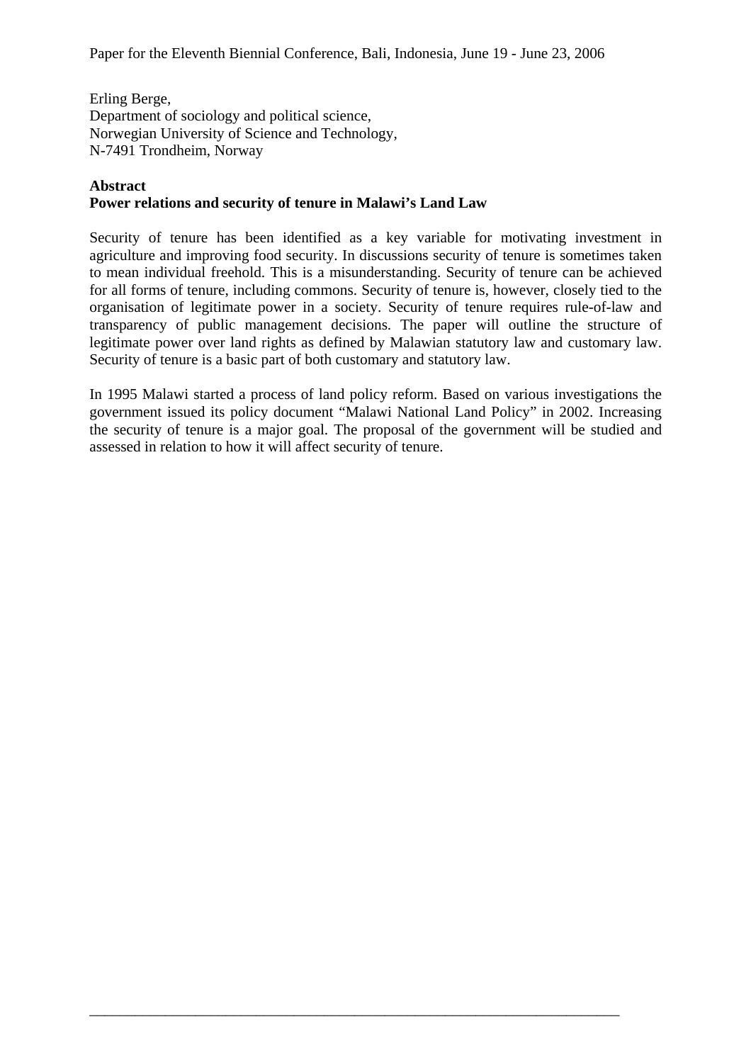Paper for the Eleventh Biennial Conference, Bali, Indonesia, June 19 - June 23, 2006

Erling Berge,
Department of sociology and political science,
Norwegian University of Science and Technology,
N-7491 Trondheim, Norway

**Abstract**

**Power relations and security of tenure in Malawi's Land Law**

Security of tenure has been identified as a key variable for motivating investment in agriculture and improving food security. In discussions security of tenure is sometimes taken to mean individual freehold. This is a misunderstanding. Security of tenure can be achieved for all forms of tenure, including commons. Security of tenure is, however, closely tied to the organisation of legitimate power in a society. Security of tenure requires rule-of-law and transparency of public management decisions. The paper will outline the structure of legitimate power over land rights as defined by Malawian statutory law and customary law. Security of tenure is a basic part of both customary and statutory law.

In 1995 Malawi started a process of land policy reform. Based on various investigations the government issued its policy document "Malawi National Land Policy" in 2002. Increasing the security of tenure is a major goal. The proposal of the government will be studied and assessed in relation to how it will affect security of tenure.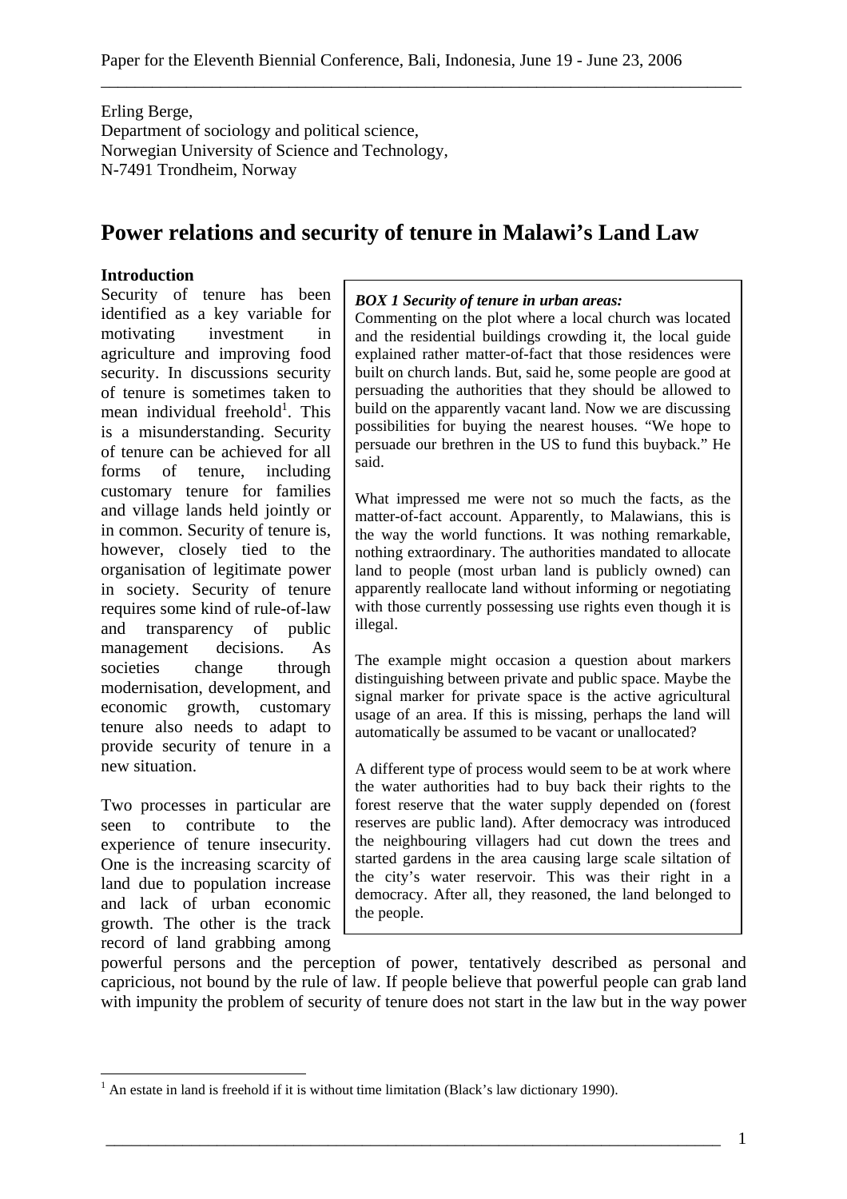Erling Berge,
Department of sociology and political science,
Norwegian University of Science and Technology,
N-7491 Trondheim, Norway

# Power relations and security of tenure in Malawi's Land Law

## Introduction

Security of tenure has been identified as a key variable for motivating investment in agriculture and improving food security. In discussions security of tenure is sometimes taken to mean individual freehold[1]. This is a misunderstanding. Security of tenure can be achieved for all forms of tenure, including customary tenure for families and village lands held jointly or in common. Security of tenure is, however, closely tied to the organisation of legitimate power in society. Security of tenure requires some kind of rule-of-law and transparency of public management decisions. As societies change through modernisation, development, and economic growth, customary tenure also needs to adapt to provide security of tenure in a new situation.

> ***BOX 1 Security of tenure in urban areas:***
> Commenting on the plot where a local church was located and the residential buildings crowding it, the local guide explained rather matter-of-fact that those residences were built on church lands. But, said he, some people are good at persuading the authorities that they should be allowed to build on the apparently vacant land. Now we are discussing possibilities for buying the nearest houses. "We hope to persuade our brethren in the US to fund this buyback." He said.
>
> What impressed me were not so much the facts, as the matter-of-fact account. Apparently, to Malawians, this is the way the world functions. It was nothing remarkable, nothing extraordinary. The authorities mandated to allocate land to people (most urban land is publicly owned) can apparently reallocate land without informing or negotiating with those currently possessing use rights even though it is illegal.
>
> The example might occasion a question about markers distinguishing between private and public space. Maybe the signal marker for private space is the active agricultural usage of an area. If this is missing, perhaps the land will automatically be assumed to be vacant or unallocated?
>
> A different type of process would seem to be at work where the water authorities had to buy back their rights to the forest reserve that the water supply depended on (forest reserves are public land). After democracy was introduced the neighbouring villagers had cut down the trees and started gardens in the area causing large scale siltation of the city's water reservoir. This was their right in a democracy. After all, they reasoned, the land belonged to the people.

Two processes in particular are seen to contribute to the experience of tenure insecurity. One is the increasing scarcity of land due to population increase and lack of urban economic growth. The other is the track record of land grabbing among powerful persons and the perception of power, tentatively described as personal and capricious, not bound by the rule of law. If people believe that powerful people can grab land with impunity the problem of security of tenure does not start in the law but in the way power

[1] An estate in land is freehold if it is without time limitation (Black's law dictionary 1990).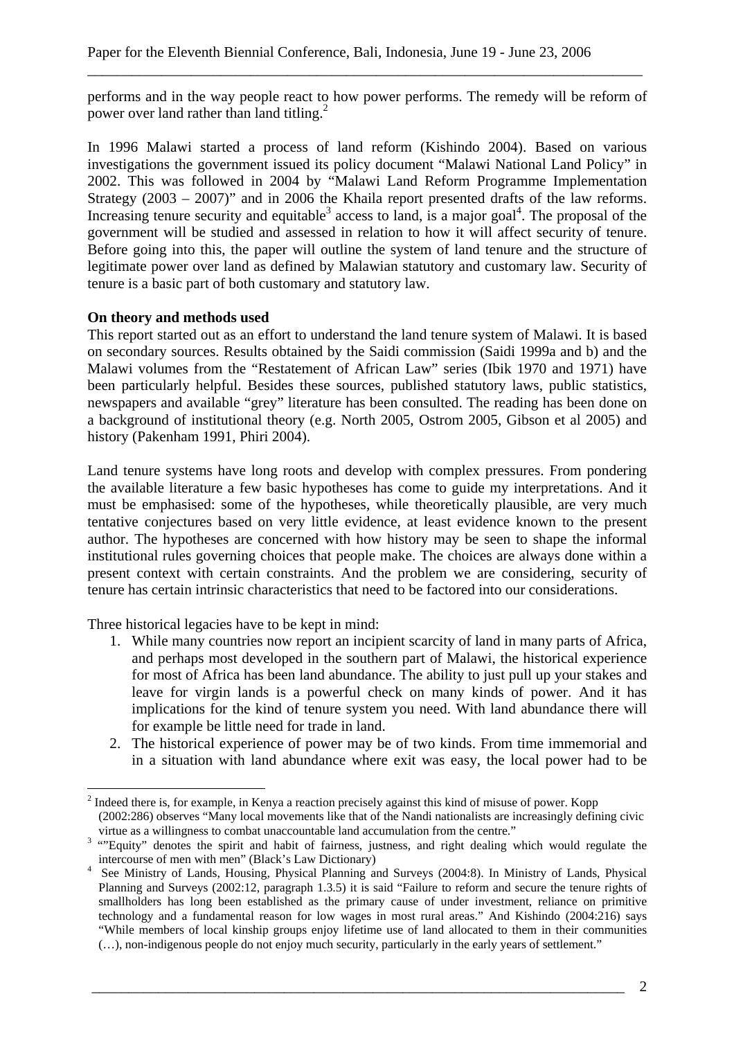performs and in the way people react to how power performs. The remedy will be reform of power over land rather than land titling.[2]

In 1996 Malawi started a process of land reform (Kishindo 2004). Based on various investigations the government issued its policy document "Malawi National Land Policy" in 2002. This was followed in 2004 by "Malawi Land Reform Programme Implementation Strategy (2003 – 2007)" and in 2006 the Khaila report presented drafts of the law reforms. Increasing tenure security and equitable[3] access to land, is a major goal[4]. The proposal of the government will be studied and assessed in relation to how it will affect security of tenure. Before going into this, the paper will outline the system of land tenure and the structure of legitimate power over land as defined by Malawian statutory and customary law. Security of tenure is a basic part of both customary and statutory law.

**On theory and methods used**

This report started out as an effort to understand the land tenure system of Malawi. It is based on secondary sources. Results obtained by the Saidi commission (Saidi 1999a and b) and the Malawi volumes from the "Restatement of African Law" series (Ibik 1970 and 1971) have been particularly helpful. Besides these sources, published statutory laws, public statistics, newspapers and available "grey" literature has been consulted. The reading has been done on a background of institutional theory (e.g. North 2005, Ostrom 2005, Gibson et al 2005) and history (Pakenham 1991, Phiri 2004).

Land tenure systems have long roots and develop with complex pressures. From pondering the available literature a few basic hypotheses has come to guide my interpretations. And it must be emphasised: some of the hypotheses, while theoretically plausible, are very much tentative conjectures based on very little evidence, at least evidence known to the present author. The hypotheses are concerned with how history may be seen to shape the informal institutional rules governing choices that people make. The choices are always done within a present context with certain constraints. And the problem we are considering, security of tenure has certain intrinsic characteristics that need to be factored into our considerations.

Three historical legacies have to be kept in mind:

1. While many countries now report an incipient scarcity of land in many parts of Africa, and perhaps most developed in the southern part of Malawi, the historical experience for most of Africa has been land abundance. The ability to just pull up your stakes and leave for virgin lands is a powerful check on many kinds of power. And it has implications for the kind of tenure system you need. With land abundance there will for example be little need for trade in land.
2. The historical experience of power may be of two kinds. From time immemorial and in a situation with land abundance where exit was easy, the local power had to be

---

[2] Indeed there is, for example, in Kenya a reaction precisely against this kind of misuse of power. Kopp (2002:286) observes "Many local movements like that of the Nandi nationalists are increasingly defining civic virtue as a willingness to combat unaccountable land accumulation from the centre."

[3] ""Equity" denotes the spirit and habit of fairness, justness, and right dealing which would regulate the intercourse of men with men" (Black's Law Dictionary)

[4] See Ministry of Lands, Housing, Physical Planning and Surveys (2004:8). In Ministry of Lands, Physical Planning and Surveys (2002:12, paragraph 1.3.5) it is said "Failure to reform and secure the tenure rights of smallholders has long been established as the primary cause of under investment, reliance on primitive technology and a fundamental reason for low wages in most rural areas." And Kishindo (2004:216) says "While members of local kinship groups enjoy lifetime use of land allocated to them in their communities (…), non-indigenous people do not enjoy much security, particularly in the early years of settlement."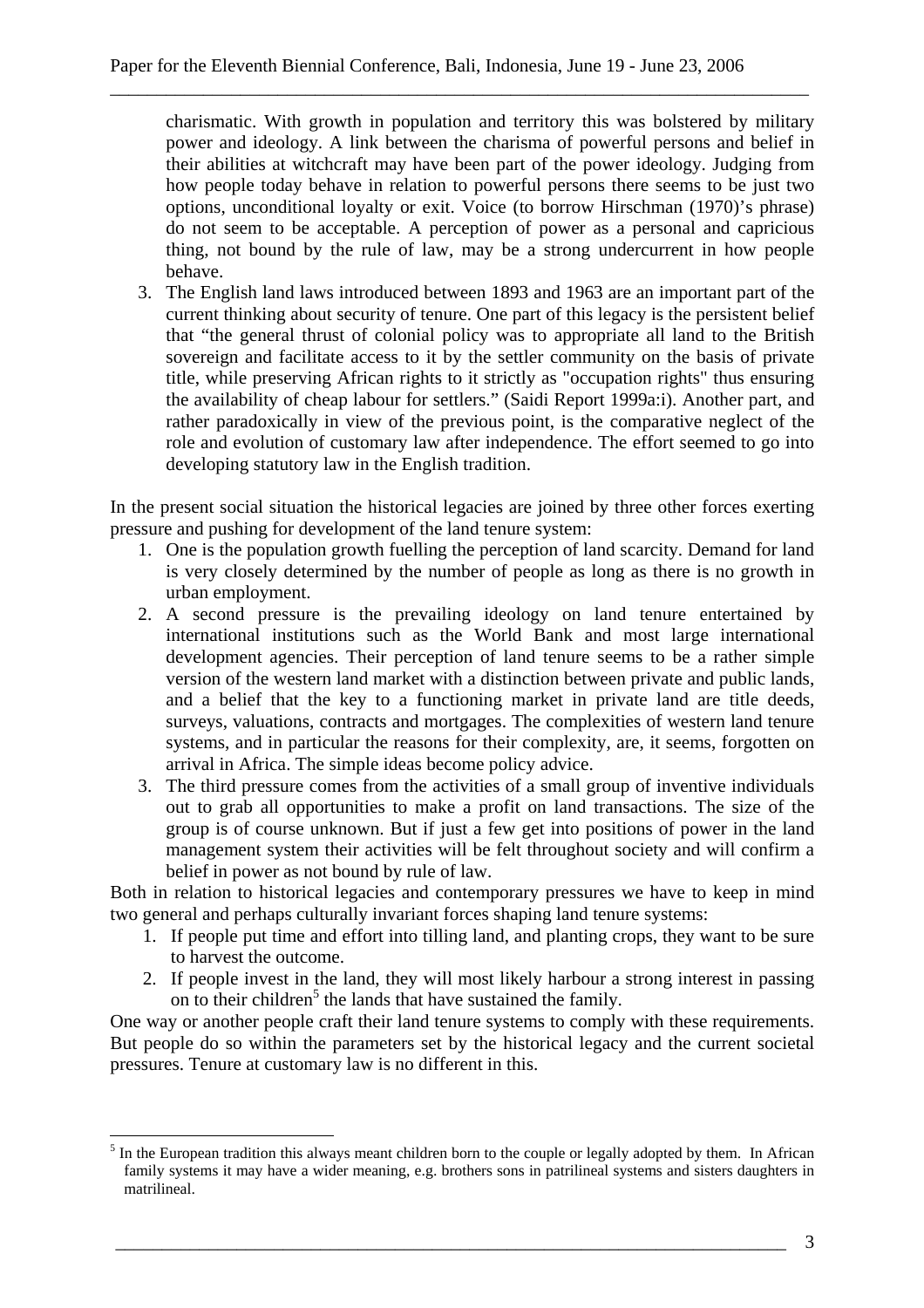charismatic. With growth in population and territory this was bolstered by military power and ideology. A link between the charisma of powerful persons and belief in their abilities at witchcraft may have been part of the power ideology. Judging from how people today behave in relation to powerful persons there seems to be just two options, unconditional loyalty or exit. Voice (to borrow Hirschman (1970)'s phrase) do not seem to be acceptable. A perception of power as a personal and capricious thing, not bound by the rule of law, may be a strong undercurrent in how people behave.

3. The English land laws introduced between 1893 and 1963 are an important part of the current thinking about security of tenure. One part of this legacy is the persistent belief that "the general thrust of colonial policy was to appropriate all land to the British sovereign and facilitate access to it by the settler community on the basis of private title, while preserving African rights to it strictly as "occupation rights" thus ensuring the availability of cheap labour for settlers." (Saidi Report 1999a:i). Another part, and rather paradoxically in view of the previous point, is the comparative neglect of the role and evolution of customary law after independence. The effort seemed to go into developing statutory law in the English tradition.

In the present social situation the historical legacies are joined by three other forces exerting pressure and pushing for development of the land tenure system:

1. One is the population growth fuelling the perception of land scarcity. Demand for land is very closely determined by the number of people as long as there is no growth in urban employment.
2. A second pressure is the prevailing ideology on land tenure entertained by international institutions such as the World Bank and most large international development agencies. Their perception of land tenure seems to be a rather simple version of the western land market with a distinction between private and public lands, and a belief that the key to a functioning market in private land are title deeds, surveys, valuations, contracts and mortgages. The complexities of western land tenure systems, and in particular the reasons for their complexity, are, it seems, forgotten on arrival in Africa. The simple ideas become policy advice.
3. The third pressure comes from the activities of a small group of inventive individuals out to grab all opportunities to make a profit on land transactions. The size of the group is of course unknown. But if just a few get into positions of power in the land management system their activities will be felt throughout society and will confirm a belief in power as not bound by rule of law.

Both in relation to historical legacies and contemporary pressures we have to keep in mind two general and perhaps culturally invariant forces shaping land tenure systems:

1. If people put time and effort into tilling land, and planting crops, they want to be sure to harvest the outcome.
2. If people invest in the land, they will most likely harbour a strong interest in passing on to their children[5] the lands that have sustained the family.

One way or another people craft their land tenure systems to comply with these requirements. But people do so within the parameters set by the historical legacy and the current societal pressures. Tenure at customary law is no different in this.

[5] In the European tradition this always meant children born to the couple or legally adopted by them. In African family systems it may have a wider meaning, e.g. brothers sons in patrilineal systems and sisters daughters in matrilineal.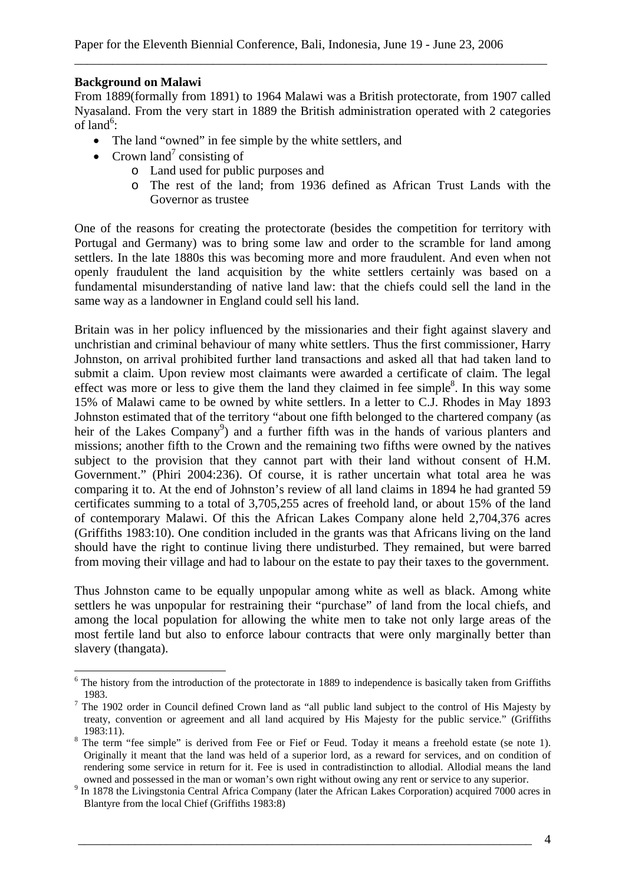**Background on Malawi**

From 1889(formally from 1891) to 1964 Malawi was a British protectorate, from 1907 called Nyasaland. From the very start in 1889 the British administration operated with 2 categories of land[6]:

- The land "owned" in fee simple by the white settlers, and
- Crown land[7] consisting of
    - Land used for public purposes and
    - The rest of the land; from 1936 defined as African Trust Lands with the Governor as trustee

One of the reasons for creating the protectorate (besides the competition for territory with Portugal and Germany) was to bring some law and order to the scramble for land among settlers. In the late 1880s this was becoming more and more fraudulent. And even when not openly fraudulent the land acquisition by the white settlers certainly was based on a fundamental misunderstanding of native land law: that the chiefs could sell the land in the same way as a landowner in England could sell his land.

Britain was in her policy influenced by the missionaries and their fight against slavery and unchristian and criminal behaviour of many white settlers. Thus the first commissioner, Harry Johnston, on arrival prohibited further land transactions and asked all that had taken land to submit a claim. Upon review most claimants were awarded a certificate of claim. The legal effect was more or less to give them the land they claimed in fee simple[8]. In this way some 15% of Malawi came to be owned by white settlers. In a letter to C.J. Rhodes in May 1893 Johnston estimated that of the territory "about one fifth belonged to the chartered company (as heir of the Lakes Company[9]) and a further fifth was in the hands of various planters and missions; another fifth to the Crown and the remaining two fifths were owned by the natives subject to the provision that they cannot part with their land without consent of H.M. Government." (Phiri 2004:236). Of course, it is rather uncertain what total area he was comparing it to. At the end of Johnston's review of all land claims in 1894 he had granted 59 certificates summing to a total of 3,705,255 acres of freehold land, or about 15% of the land of contemporary Malawi. Of this the African Lakes Company alone held 2,704,376 acres (Griffiths 1983:10). One condition included in the grants was that Africans living on the land should have the right to continue living there undisturbed. They remained, but were barred from moving their village and had to labour on the estate to pay their taxes to the government.

Thus Johnston came to be equally unpopular among white as well as black. Among white settlers he was unpopular for restraining their "purchase" of land from the local chiefs, and among the local population for allowing the white men to take not only large areas of the most fertile land but also to enforce labour contracts that were only marginally better than slavery (thangata).

---

[6] The history from the introduction of the protectorate in 1889 to independence is basically taken from Griffiths 1983.

[7] The 1902 order in Council defined Crown land as "all public land subject to the control of His Majesty by treaty, convention or agreement and all land acquired by His Majesty for the public service." (Griffiths 1983:11).

[8] The term "fee simple" is derived from Fee or Fief or Feud. Today it means a freehold estate (se note 1). Originally it meant that the land was held of a superior lord, as a reward for services, and on condition of rendering some service in return for it. Fee is used in contradistinction to allodial. Allodial means the land owned and possessed in the man or woman's own right without owing any rent or service to any superior.

[9] In 1878 the Livingstonia Central Africa Company (later the African Lakes Corporation) acquired 7000 acres in Blantyre from the local Chief (Griffiths 1983:8)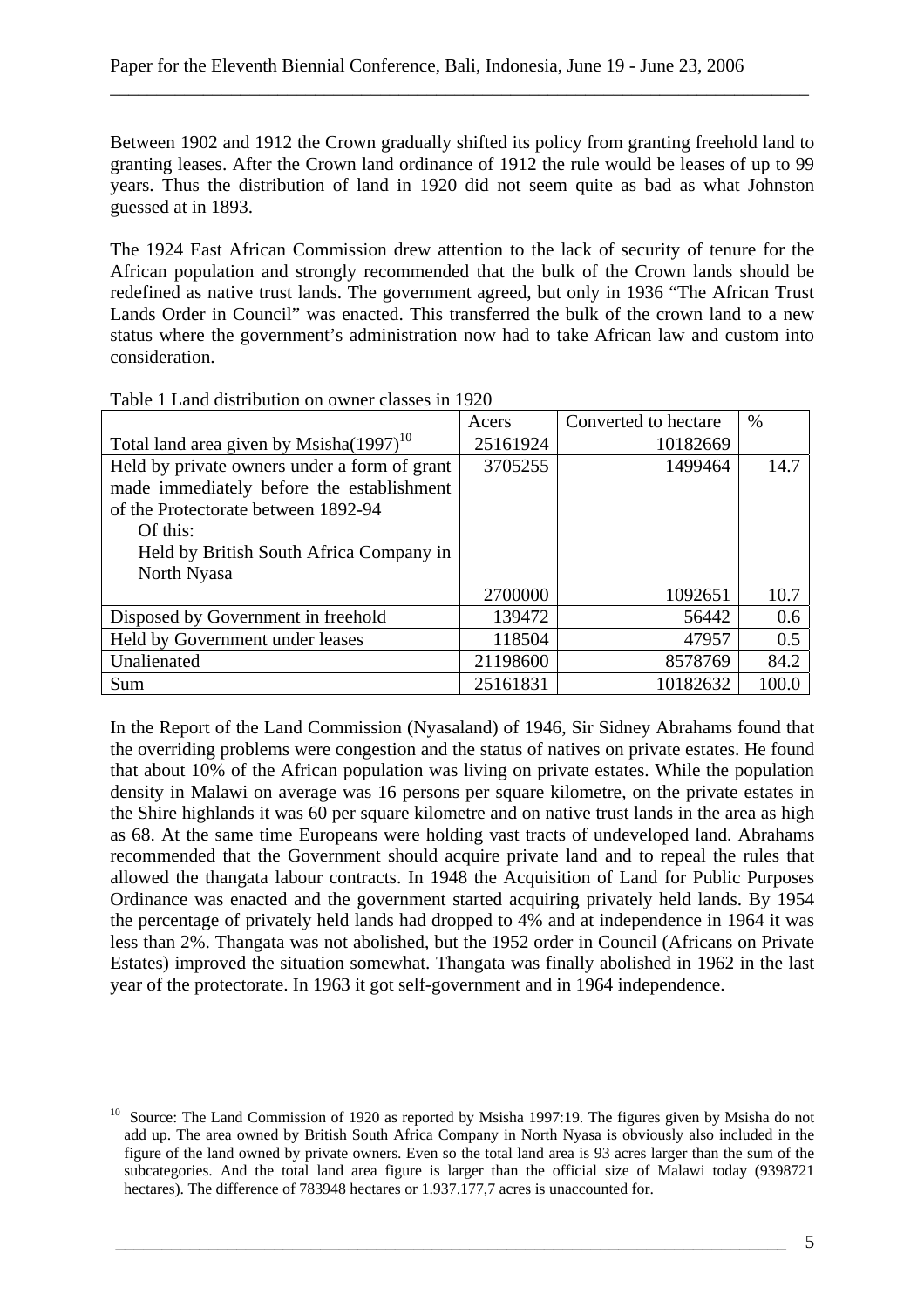Between 1902 and 1912 the Crown gradually shifted its policy from granting freehold land to granting leases. After the Crown land ordinance of 1912 the rule would be leases of up to 99 years. Thus the distribution of land in 1920 did not seem quite as bad as what Johnston guessed at in 1893.

The 1924 East African Commission drew attention to the lack of security of tenure for the African population and strongly recommended that the bulk of the Crown lands should be redefined as native trust lands. The government agreed, but only in 1936 "The African Trust Lands Order in Council" was enacted. This transferred the bulk of the crown land to a new status where the government's administration now had to take African law and custom into consideration.

Table 1 Land distribution on owner classes in 1920

| | Acers | Converted to hectare | % |
|---|---|---|---|
| Total land area given by Msisha(1997)[10] | 25161924 | 10182669 | |
| Held by private owners under a form of grant made immediately before the establishment of the Protectorate between 1892-94 | 3705255 | 1499464 | 14.7 |
| Of this: Held by British South Africa Company in North Nyasa | 2700000 | 1092651 | 10.7 |
| Disposed by Government in freehold | 139472 | 56442 | 0.6 |
| Held by Government under leases | 118504 | 47957 | 0.5 |
| Unalienated | 21198600 | 8578769 | 84.2 |
| Sum | 25161831 | 10182632 | 100.0 |

In the Report of the Land Commission (Nyasaland) of 1946, Sir Sidney Abrahams found that the overriding problems were congestion and the status of natives on private estates. He found that about 10% of the African population was living on private estates. While the population density in Malawi on average was 16 persons per square kilometre, on the private estates in the Shire highlands it was 60 per square kilometre and on native trust lands in the area as high as 68. At the same time Europeans were holding vast tracts of undeveloped land. Abrahams recommended that the Government should acquire private land and to repeal the rules that allowed the thangata labour contracts. In 1948 the Acquisition of Land for Public Purposes Ordinance was enacted and the government started acquiring privately held lands. By 1954 the percentage of privately held lands had dropped to 4% and at independence in 1964 it was less than 2%. Thangata was not abolished, but the 1952 order in Council (Africans on Private Estates) improved the situation somewhat. Thangata was finally abolished in 1962 in the last year of the protectorate. In 1963 it got self-government and in 1964 independence.

[10] Source: The Land Commission of 1920 as reported by Msisha 1997:19. The figures given by Msisha do not add up. The area owned by British South Africa Company in North Nyasa is obviously also included in the figure of the land owned by private owners. Even so the total land area is 93 acres larger than the sum of the subcategories. And the total land area figure is larger than the official size of Malawi today (9398721 hectares). The difference of 783948 hectares or 1.937.177,7 acres is unaccounted for.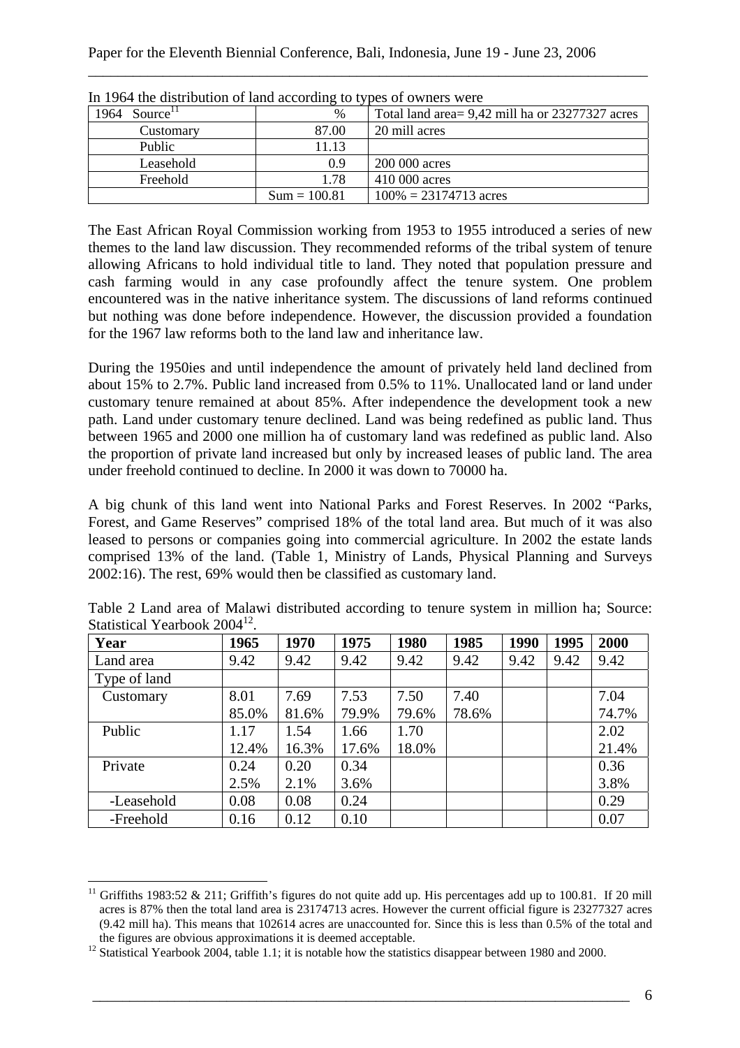In 1964 the distribution of land according to types of owners were

| 1964 Source[11] | % | Total land area= 9,42 mill ha or 23277327 acres |
|---|---|---|
| Customary | 87.00 | 20 mill acres |
| Public | 11.13 | |
| Leasehold | 0.9 | 200 000 acres |
| Freehold | 1.78 | 410 000 acres |
| | Sum = 100.81 | 100% = 23174713 acres |

The East African Royal Commission working from 1953 to 1955 introduced a series of new themes to the land law discussion. They recommended reforms of the tribal system of tenure allowing Africans to hold individual title to land. They noted that population pressure and cash farming would in any case profoundly affect the tenure system. One problem encountered was in the native inheritance system. The discussions of land reforms continued but nothing was done before independence. However, the discussion provided a foundation for the 1967 law reforms both to the land law and inheritance law.

During the 1950ies and until independence the amount of privately held land declined from about 15% to 2.7%. Public land increased from 0.5% to 11%. Unallocated land or land under customary tenure remained at about 85%. After independence the development took a new path. Land under customary tenure declined. Land was being redefined as public land. Thus between 1965 and 2000 one million ha of customary land was redefined as public land. Also the proportion of private land increased but only by increased leases of public land. The area under freehold continued to decline. In 2000 it was down to 70000 ha.

A big chunk of this land went into National Parks and Forest Reserves. In 2002 "Parks, Forest, and Game Reserves" comprised 18% of the total land area. But much of it was also leased to persons or companies going into commercial agriculture. In 2002 the estate lands comprised 13% of the land. (Table 1, Ministry of Lands, Physical Planning and Surveys 2002:16). The rest, 69% would then be classified as customary land.

Table 2 Land area of Malawi distributed according to tenure system in million ha; Source: Statistical Yearbook 2004[12].

| Year | 1965 | 1970 | 1975 | 1980 | 1985 | 1990 | 1995 | 2000 |
|---|---|---|---|---|---|---|---|---|
| Land area | 9.42 | 9.42 | 9.42 | 9.42 | 9.42 | 9.42 | 9.42 | 9.42 |
| Type of land | | | | | | | | |
| Customary | 8.01<br>85.0% | 7.69<br>81.6% | 7.53<br>79.9% | 7.50<br>79.6% | 7.40<br>78.6% | | | 7.04<br>74.7% |
| Public | 1.17<br>12.4% | 1.54<br>16.3% | 1.66<br>17.6% | 1.70<br>18.0% | | | | 2.02<br>21.4% |
| Private | 0.24<br>2.5% | 0.20<br>2.1% | 0.34<br>3.6% | | | | | 0.36<br>3.8% |
| -Leasehold | 0.08 | 0.08 | 0.24 | | | | | 0.29 |
| -Freehold | 0.16 | 0.12 | 0.10 | | | | | 0.07 |

[11] Griffiths 1983:52 & 211; Griffith's figures do not quite add up. His percentages add up to 100.81. If 20 mill acres is 87% then the total land area is 23174713 acres. However the current official figure is 23277327 acres (9.42 mill ha). This means that 102614 acres are unaccounted for. Since this is less than 0.5% of the total and the figures are obvious approximations it is deemed acceptable.

[12] Statistical Yearbook 2004, table 1.1; it is notable how the statistics disappear between 1980 and 2000.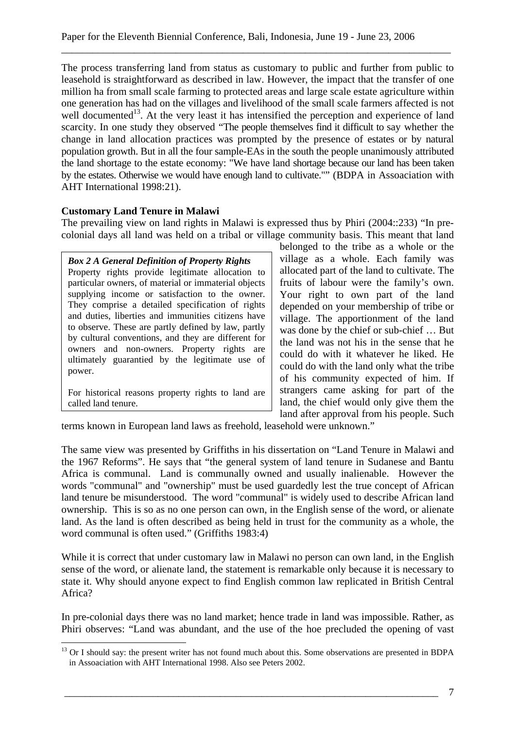The process transferring land from status as customary to public and further from public to leasehold is straightforward as described in law. However, the impact that the transfer of one million ha from small scale farming to protected areas and large scale estate agriculture within one generation has had on the villages and livelihood of the small scale farmers affected is not well documented[13]. At the very least it has intensified the perception and experience of land scarcity. In one study they observed "The people themselves find it difficult to say whether the change in land allocation practices was prompted by the presence of estates or by natural population growth. But in all the four sample-EAs in the south the people unanimously attributed the land shortage to the estate economy: "We have land shortage because our land has been taken by the estates. Otherwise we would have enough land to cultivate."" (BDPA in Assoaciation with AHT International 1998:21).

### Customary Land Tenure in Malawi

The prevailing view on land rights in Malawi is expressed thus by Phiri (2004::233) "In pre-colonial days all land was held on a tribal or village community basis. This meant that land belonged to the tribe as a whole or the village as a whole. Each family was allocated part of the land to cultivate. The fruits of labour were the family's own. Your right to own part of the land depended on your membership of tribe or village. The apportionment of the land was done by the chief or sub-chief … But the land was not his in the sense that he could do with it whatever he liked. He could do with the land only what the tribe of his community expected of him. If strangers came asking for part of the land, the chief would only give them the land after approval from his people. Such terms known in European land laws as freehold, leasehold were unknown."

> ***Box 2 A General Definition of Property Rights***
> Property rights provide legitimate allocation to particular owners, of material or immaterial objects supplying income or satisfaction to the owner. They comprise a detailed specification of rights and duties, liberties and immunities citizens have to observe. These are partly defined by law, partly by cultural conventions, and they are different for owners and non-owners. Property rights are ultimately guarantied by the legitimate use of power.
>
> For historical reasons property rights to land are called land tenure.

The same view was presented by Griffiths in his dissertation on "Land Tenure in Malawi and the 1967 Reforms". He says that "the general system of land tenure in Sudanese and Bantu Africa is communal. Land is communally owned and usually inalienable. However the words "communal" and "ownership" must be used guardedly lest the true concept of African land tenure be misunderstood. The word "communal" is widely used to describe African land ownership. This is so as no one person can own, in the English sense of the word, or alienate land. As the land is often described as being held in trust for the community as a whole, the word communal is often used." (Griffiths 1983:4)

While it is correct that under customary law in Malawi no person can own land, in the English sense of the word, or alienate land, the statement is remarkable only because it is necessary to state it. Why should anyone expect to find English common law replicated in British Central Africa?

In pre-colonial days there was no land market; hence trade in land was impossible. Rather, as Phiri observes: "Land was abundant, and the use of the hoe precluded the opening of vast

---

[13] Or I should say: the present writer has not found much about this. Some observations are presented in BDPA in Assoaciation with AHT International 1998. Also see Peters 2002.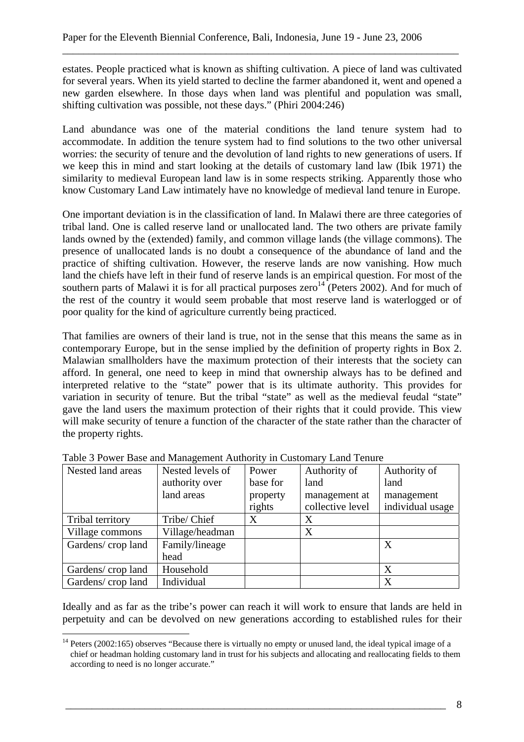estates. People practiced what is known as shifting cultivation. A piece of land was cultivated for several years. When its yield started to decline the farmer abandoned it, went and opened a new garden elsewhere. In those days when land was plentiful and population was small, shifting cultivation was possible, not these days." (Phiri 2004:246)

Land abundance was one of the material conditions the land tenure system had to accommodate. In addition the tenure system had to find solutions to the two other universal worries: the security of tenure and the devolution of land rights to new generations of users. If we keep this in mind and start looking at the details of customary land law (Ibik 1971) the similarity to medieval European land law is in some respects striking. Apparently those who know Customary Land Law intimately have no knowledge of medieval land tenure in Europe.

One important deviation is in the classification of land. In Malawi there are three categories of tribal land. One is called reserve land or unallocated land. The two others are private family lands owned by the (extended) family, and common village lands (the village commons). The presence of unallocated lands is no doubt a consequence of the abundance of land and the practice of shifting cultivation. However, the reserve lands are now vanishing. How much land the chiefs have left in their fund of reserve lands is an empirical question. For most of the southern parts of Malawi it is for all practical purposes zero[14] (Peters 2002). And for much of the rest of the country it would seem probable that most reserve land is waterlogged or of poor quality for the kind of agriculture currently being practiced.

That families are owners of their land is true, not in the sense that this means the same as in contemporary Europe, but in the sense implied by the definition of property rights in Box 2. Malawian smallholders have the maximum protection of their interests that the society can afford. In general, one need to keep in mind that ownership always has to be defined and interpreted relative to the "state" power that is its ultimate authority. This provides for variation in security of tenure. But the tribal "state" as well as the medieval feudal "state" gave the land users the maximum protection of their rights that it could provide. This view will make security of tenure a function of the character of the state rather than the character of the property rights.

Table 3 Power Base and Management Authority in Customary Land Tenure

| Nested land areas | Nested levels of authority over land areas | Power base for property rights | Authority of land management at collective level | Authority of land management individual usage |
|---|---|---|---|---|
| Tribal territory | Tribe/ Chief | X | X | |
| Village commons | Village/headman | | X | |
| Gardens/ crop land | Family/lineage head | | | X |
| Gardens/ crop land | Household | | | X |
| Gardens/ crop land | Individual | | | X |

Ideally and as far as the tribe's power can reach it will work to ensure that lands are held in perpetuity and can be devolved on new generations according to established rules for their

[14] Peters (2002:165) observes "Because there is virtually no empty or unused land, the ideal typical image of a chief or headman holding customary land in trust for his subjects and allocating and reallocating fields to them according to need is no longer accurate."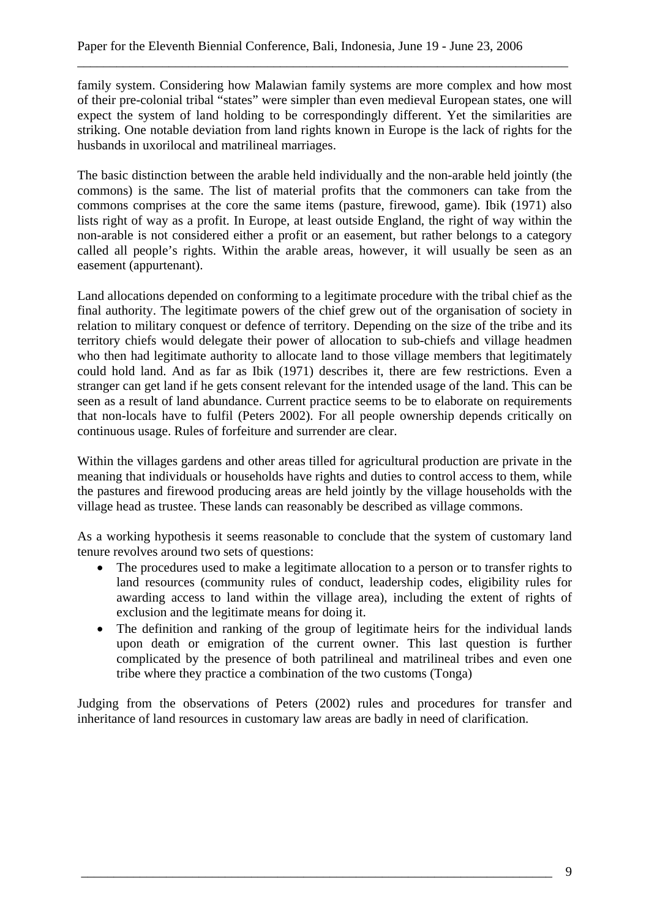family system. Considering how Malawian family systems are more complex and how most of their pre-colonial tribal "states" were simpler than even medieval European states, one will expect the system of land holding to be correspondingly different. Yet the similarities are striking. One notable deviation from land rights known in Europe is the lack of rights for the husbands in uxorilocal and matrilineal marriages.

The basic distinction between the arable held individually and the non-arable held jointly (the commons) is the same. The list of material profits that the commoners can take from the commons comprises at the core the same items (pasture, firewood, game). Ibik (1971) also lists right of way as a profit. In Europe, at least outside England, the right of way within the non-arable is not considered either a profit or an easement, but rather belongs to a category called all people's rights. Within the arable areas, however, it will usually be seen as an easement (appurtenant).

Land allocations depended on conforming to a legitimate procedure with the tribal chief as the final authority. The legitimate powers of the chief grew out of the organisation of society in relation to military conquest or defence of territory. Depending on the size of the tribe and its territory chiefs would delegate their power of allocation to sub-chiefs and village headmen who then had legitimate authority to allocate land to those village members that legitimately could hold land. And as far as Ibik (1971) describes it, there are few restrictions. Even a stranger can get land if he gets consent relevant for the intended usage of the land. This can be seen as a result of land abundance. Current practice seems to be to elaborate on requirements that non-locals have to fulfil (Peters 2002). For all people ownership depends critically on continuous usage. Rules of forfeiture and surrender are clear.

Within the villages gardens and other areas tilled for agricultural production are private in the meaning that individuals or households have rights and duties to control access to them, while the pastures and firewood producing areas are held jointly by the village households with the village head as trustee. These lands can reasonably be described as village commons.

As a working hypothesis it seems reasonable to conclude that the system of customary land tenure revolves around two sets of questions:

- The procedures used to make a legitimate allocation to a person or to transfer rights to land resources (community rules of conduct, leadership codes, eligibility rules for awarding access to land within the village area), including the extent of rights of exclusion and the legitimate means for doing it.
- The definition and ranking of the group of legitimate heirs for the individual lands upon death or emigration of the current owner. This last question is further complicated by the presence of both patrilineal and matrilineal tribes and even one tribe where they practice a combination of the two customs (Tonga)

Judging from the observations of Peters (2002) rules and procedures for transfer and inheritance of land resources in customary law areas are badly in need of clarification.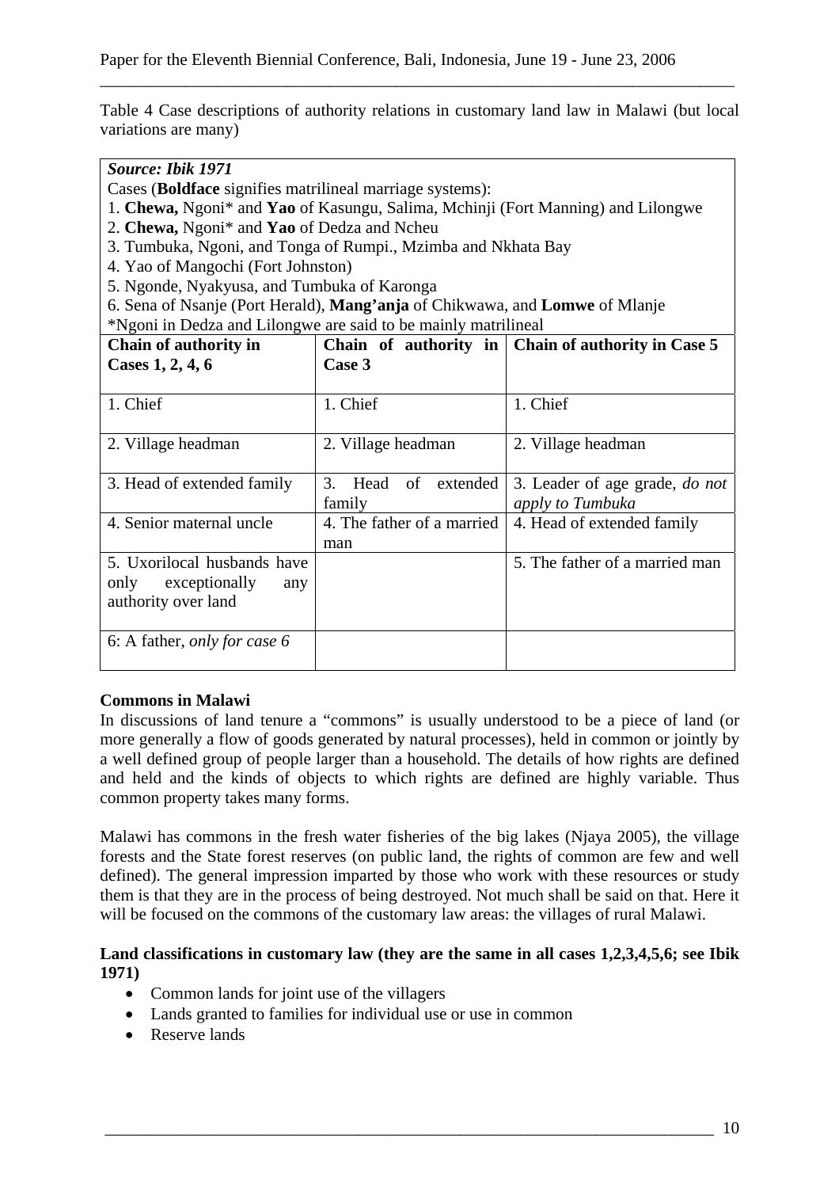Table 4 Case descriptions of authority relations in customary land law in Malawi (but local variations are many)

***Source: Ibik 1971***

Cases (**Boldface** signifies matrilineal marriage systems):

1. **Chewa,** Ngoni* and **Yao** of Kasungu, Salima, Mchinji (Fort Manning) and Lilongwe
2. **Chewa,** Ngoni* and **Yao** of Dedza and Ncheu
3. Tumbuka, Ngoni, and Tonga of Rumpi., Mzimba and Nkhata Bay
4. Yao of Mangochi (Fort Johnston)
5. Ngonde, Nyakyusa, and Tumbuka of Karonga
6. Sena of Nsanje (Port Herald), **Mang'anja** of Chikwawa, and **Lomwe** of Mlanje

*Ngoni in Dedza and Lilongwe are said to be mainly matrilineal

| Chain of authority in Cases 1, 2, 4, 6 | Chain of authority in Case 3 | Chain of authority in Case 5 |
|---|---|---|
| 1. Chief | 1. Chief | 1. Chief |
| 2. Village headman | 2. Village headman | 2. Village headman |
| 3. Head of extended family | 3. Head of extended family | 3. Leader of age grade, *do not apply to Tumbuka* |
| 4. Senior maternal uncle | 4. The father of a married man | 4. Head of extended family |
| 5. Uxorilocal husbands have only exceptionally any authority over land | | 5. The father of a married man |
| 6: A father, *only for case 6* | | |

**Commons in Malawi**

In discussions of land tenure a "commons" is usually understood to be a piece of land (or more generally a flow of goods generated by natural processes), held in common or jointly by a well defined group of people larger than a household. The details of how rights are defined and held and the kinds of objects to which rights are defined are highly variable. Thus common property takes many forms.

Malawi has commons in the fresh water fisheries of the big lakes (Njaya 2005), the village forests and the State forest reserves (on public land, the rights of common are few and well defined). The general impression imparted by those who work with these resources or study them is that they are in the process of being destroyed. Not much shall be said on that. Here it will be focused on the commons of the customary law areas: the villages of rural Malawi.

**Land classifications in customary law (they are the same in all cases 1,2,3,4,5,6; see Ibik 1971)**

- Common lands for joint use of the villagers
- Lands granted to families for individual use or use in common
- Reserve lands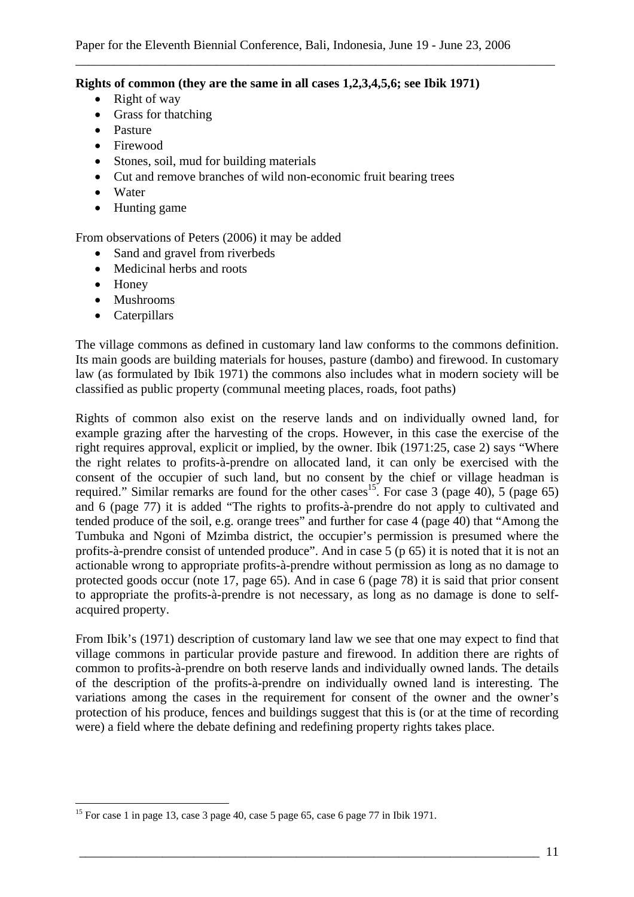**Rights of common (they are the same in all cases 1,2,3,4,5,6; see Ibik 1971)**

- Right of way
- Grass for thatching
- Pasture
- Firewood
- Stones, soil, mud for building materials
- Cut and remove branches of wild non-economic fruit bearing trees
- Water
- Hunting game

From observations of Peters (2006) it may be added

- Sand and gravel from riverbeds
- Medicinal herbs and roots
- Honey
- Mushrooms
- Caterpillars

The village commons as defined in customary land law conforms to the commons definition. Its main goods are building materials for houses, pasture (dambo) and firewood. In customary law (as formulated by Ibik 1971) the commons also includes what in modern society will be classified as public property (communal meeting places, roads, foot paths)

Rights of common also exist on the reserve lands and on individually owned land, for example grazing after the harvesting of the crops. However, in this case the exercise of the right requires approval, explicit or implied, by the owner. Ibik (1971:25, case 2) says "Where the right relates to profits-à-prendre on allocated land, it can only be exercised with the consent of the occupier of such land, but no consent by the chief or village headman is required." Similar remarks are found for the other cases[15]. For case 3 (page 40), 5 (page 65) and 6 (page 77) it is added "The rights to profits-à-prendre do not apply to cultivated and tended produce of the soil, e.g. orange trees" and further for case 4 (page 40) that "Among the Tumbuka and Ngoni of Mzimba district, the occupier's permission is presumed where the profits-à-prendre consist of untended produce". And in case 5 (p 65) it is noted that it is not an actionable wrong to appropriate profits-à-prendre without permission as long as no damage to protected goods occur (note 17, page 65). And in case 6 (page 78) it is said that prior consent to appropriate the profits-à-prendre is not necessary, as long as no damage is done to self-acquired property.

From Ibik's (1971) description of customary land law we see that one may expect to find that village commons in particular provide pasture and firewood. In addition there are rights of common to profits-à-prendre on both reserve lands and individually owned lands. The details of the description of the profits-à-prendre on individually owned land is interesting. The variations among the cases in the requirement for consent of the owner and the owner's protection of his produce, fences and buildings suggest that this is (or at the time of recording were) a field where the debate defining and redefining property rights takes place.

[15] For case 1 in page 13, case 3 page 40, case 5 page 65, case 6 page 77 in Ibik 1971.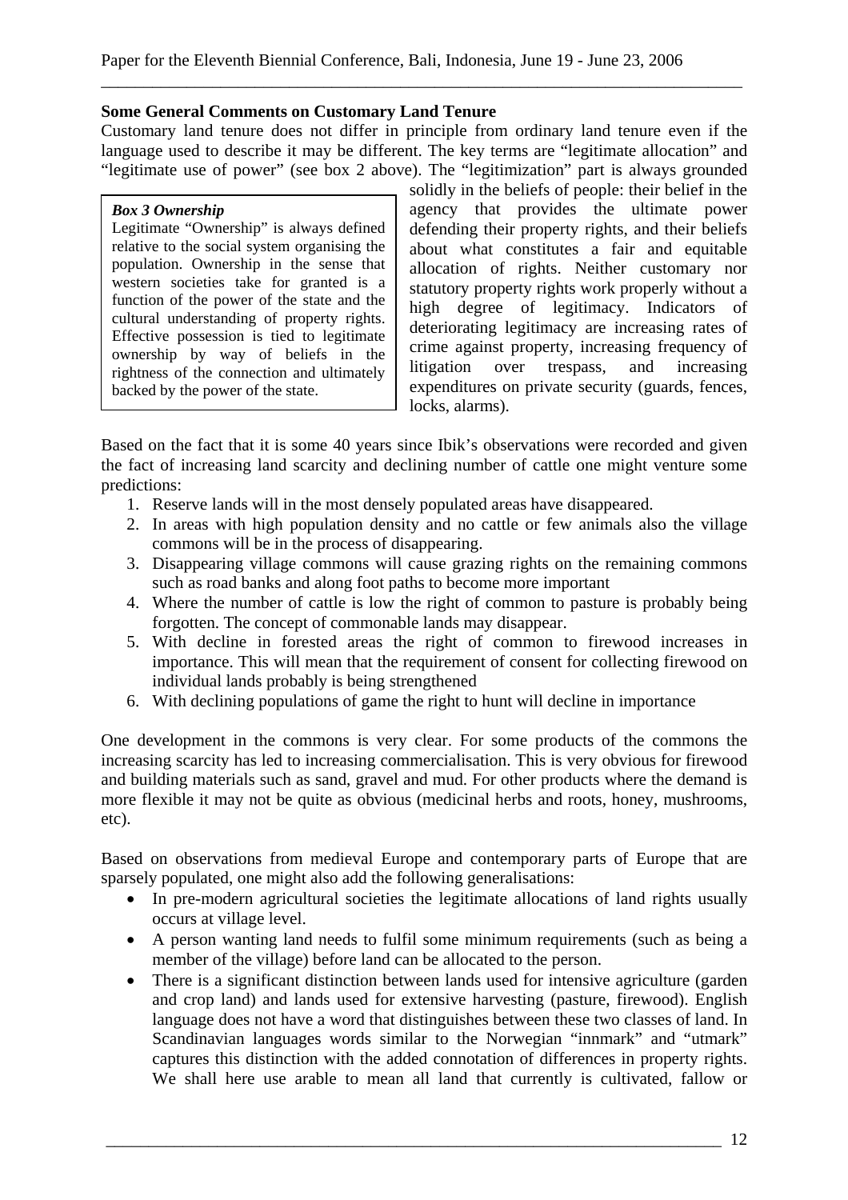**Some General Comments on Customary Land Tenure**

Customary land tenure does not differ in principle from ordinary land tenure even if the language used to describe it may be different. The key terms are "legitimate allocation" and "legitimate use of power" (see box 2 above). The "legitimization" part is always grounded solidly in the beliefs of people: their belief in the agency that provides the ultimate power defending their property rights, and their beliefs about what constitutes a fair and equitable allocation of rights. Neither customary nor statutory property rights work properly without a high degree of legitimacy. Indicators of deteriorating legitimacy are increasing rates of crime against property, increasing frequency of litigation over trespass, and increasing expenditures on private security (guards, fences, locks, alarms).

> ***Box 3 Ownership***
>
> Legitimate "Ownership" is always defined relative to the social system organising the population. Ownership in the sense that western societies take for granted is a function of the power of the state and the cultural understanding of property rights. Effective possession is tied to legitimate ownership by way of beliefs in the rightness of the connection and ultimately backed by the power of the state.

Based on the fact that it is some 40 years since Ibik's observations were recorded and given the fact of increasing land scarcity and declining number of cattle one might venture some predictions:

1. Reserve lands will in the most densely populated areas have disappeared.
2. In areas with high population density and no cattle or few animals also the village commons will be in the process of disappearing.
3. Disappearing village commons will cause grazing rights on the remaining commons such as road banks and along foot paths to become more important
4. Where the number of cattle is low the right of common to pasture is probably being forgotten. The concept of commonable lands may disappear.
5. With decline in forested areas the right of common to firewood increases in importance. This will mean that the requirement of consent for collecting firewood on individual lands probably is being strengthened
6. With declining populations of game the right to hunt will decline in importance

One development in the commons is very clear. For some products of the commons the increasing scarcity has led to increasing commercialisation. This is very obvious for firewood and building materials such as sand, gravel and mud. For other products where the demand is more flexible it may not be quite as obvious (medicinal herbs and roots, honey, mushrooms, etc).

Based on observations from medieval Europe and contemporary parts of Europe that are sparsely populated, one might also add the following generalisations:

- In pre-modern agricultural societies the legitimate allocations of land rights usually occurs at village level.
- A person wanting land needs to fulfil some minimum requirements (such as being a member of the village) before land can be allocated to the person.
- There is a significant distinction between lands used for intensive agriculture (garden and crop land) and lands used for extensive harvesting (pasture, firewood). English language does not have a word that distinguishes between these two classes of land. In Scandinavian languages words similar to the Norwegian "innmark" and "utmark" captures this distinction with the added connotation of differences in property rights. We shall here use arable to mean all land that currently is cultivated, fallow or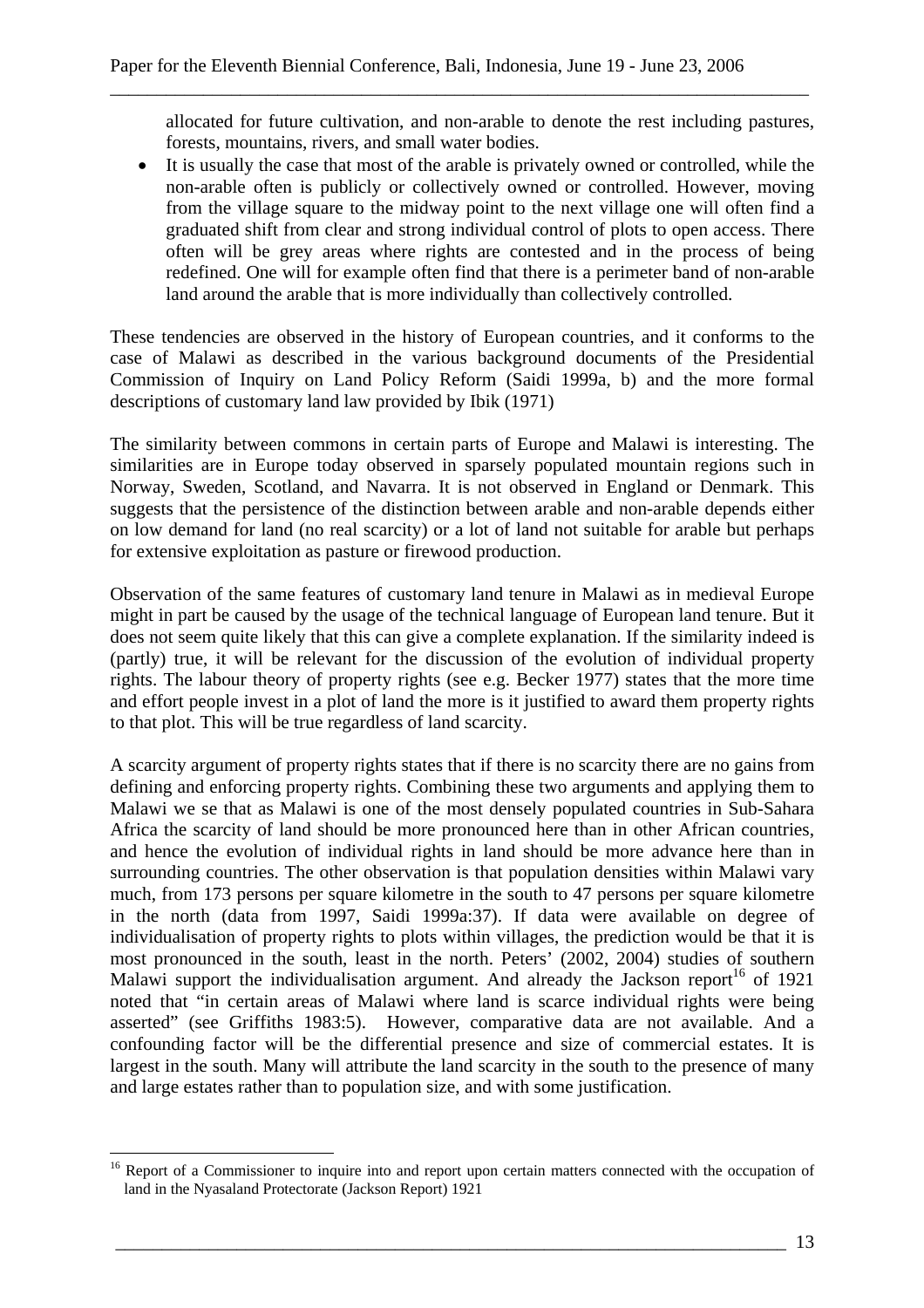allocated for future cultivation, and non-arable to denote the rest including pastures, forests, mountains, rivers, and small water bodies.

- It is usually the case that most of the arable is privately owned or controlled, while the non-arable often is publicly or collectively owned or controlled. However, moving from the village square to the midway point to the next village one will often find a graduated shift from clear and strong individual control of plots to open access. There often will be grey areas where rights are contested and in the process of being redefined. One will for example often find that there is a perimeter band of non-arable land around the arable that is more individually than collectively controlled.

These tendencies are observed in the history of European countries, and it conforms to the case of Malawi as described in the various background documents of the Presidential Commission of Inquiry on Land Policy Reform (Saidi 1999a, b) and the more formal descriptions of customary land law provided by Ibik (1971)

The similarity between commons in certain parts of Europe and Malawi is interesting. The similarities are in Europe today observed in sparsely populated mountain regions such in Norway, Sweden, Scotland, and Navarra. It is not observed in England or Denmark. This suggests that the persistence of the distinction between arable and non-arable depends either on low demand for land (no real scarcity) or a lot of land not suitable for arable but perhaps for extensive exploitation as pasture or firewood production.

Observation of the same features of customary land tenure in Malawi as in medieval Europe might in part be caused by the usage of the technical language of European land tenure. But it does not seem quite likely that this can give a complete explanation. If the similarity indeed is (partly) true, it will be relevant for the discussion of the evolution of individual property rights. The labour theory of property rights (see e.g. Becker 1977) states that the more time and effort people invest in a plot of land the more is it justified to award them property rights to that plot. This will be true regardless of land scarcity.

A scarcity argument of property rights states that if there is no scarcity there are no gains from defining and enforcing property rights. Combining these two arguments and applying them to Malawi we se that as Malawi is one of the most densely populated countries in Sub-Sahara Africa the scarcity of land should be more pronounced here than in other African countries, and hence the evolution of individual rights in land should be more advance here than in surrounding countries. The other observation is that population densities within Malawi vary much, from 173 persons per square kilometre in the south to 47 persons per square kilometre in the north (data from 1997, Saidi 1999a:37). If data were available on degree of individualisation of property rights to plots within villages, the prediction would be that it is most pronounced in the south, least in the north. Peters' (2002, 2004) studies of southern Malawi support the individualisation argument. And already the Jackson report[16] of 1921 noted that "in certain areas of Malawi where land is scarce individual rights were being asserted" (see Griffiths 1983:5). However, comparative data are not available. And a confounding factor will be the differential presence and size of commercial estates. It is largest in the south. Many will attribute the land scarcity in the south to the presence of many and large estates rather than to population size, and with some justification.

[16] Report of a Commissioner to inquire into and report upon certain matters connected with the occupation of land in the Nyasaland Protectorate (Jackson Report) 1921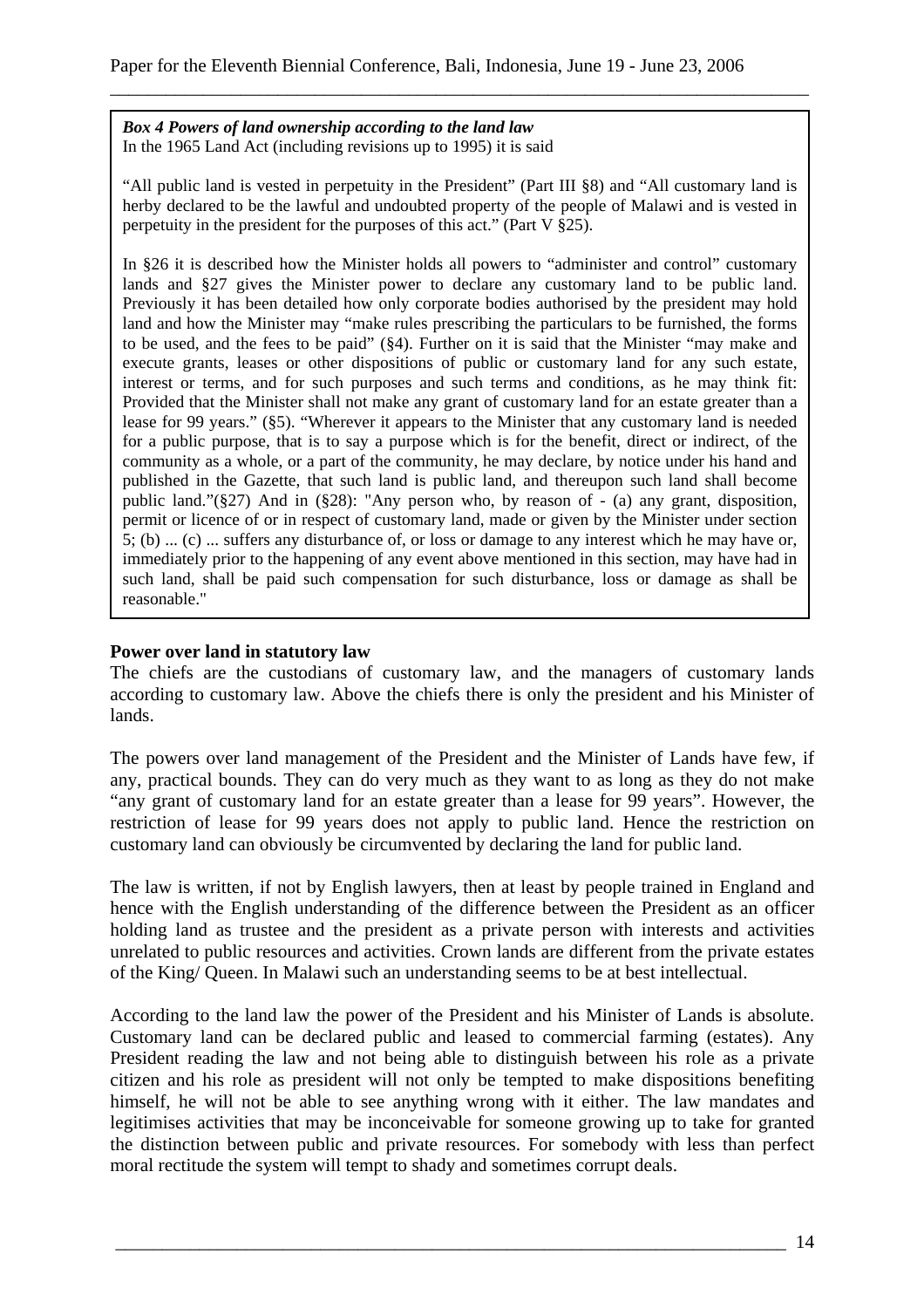***Box 4 Powers of land ownership according to the land law***
In the 1965 Land Act (including revisions up to 1995) it is said

"All public land is vested in perpetuity in the President" (Part III §8) and "All customary land is herby declared to be the lawful and undoubted property of the people of Malawi and is vested in perpetuity in the president for the purposes of this act." (Part V §25).

In §26 it is described how the Minister holds all powers to "administer and control" customary lands and §27 gives the Minister power to declare any customary land to be public land. Previously it has been detailed how only corporate bodies authorised by the president may hold land and how the Minister may "make rules prescribing the particulars to be furnished, the forms to be used, and the fees to be paid" (§4). Further on it is said that the Minister "may make and execute grants, leases or other dispositions of public or customary land for any such estate, interest or terms, and for such purposes and such terms and conditions, as he may think fit: Provided that the Minister shall not make any grant of customary land for an estate greater than a lease for 99 years." (§5). "Wherever it appears to the Minister that any customary land is needed for a public purpose, that is to say a purpose which is for the benefit, direct or indirect, of the community as a whole, or a part of the community, he may declare, by notice under his hand and published in the Gazette, that such land is public land, and thereupon such land shall become public land."(§27) And in (§28): "Any person who, by reason of - (a) any grant, disposition, permit or licence of or in respect of customary land, made or given by the Minister under section 5; (b) ... (c) ... suffers any disturbance of, or loss or damage to any interest which he may have or, immediately prior to the happening of any event above mentioned in this section, may have had in such land, shall be paid such compensation for such disturbance, loss or damage as shall be reasonable."

**Power over land in statutory law**

The chiefs are the custodians of customary law, and the managers of customary lands according to customary law. Above the chiefs there is only the president and his Minister of lands.

The powers over land management of the President and the Minister of Lands have few, if any, practical bounds. They can do very much as they want to as long as they do not make "any grant of customary land for an estate greater than a lease for 99 years". However, the restriction of lease for 99 years does not apply to public land. Hence the restriction on customary land can obviously be circumvented by declaring the land for public land.

The law is written, if not by English lawyers, then at least by people trained in England and hence with the English understanding of the difference between the President as an officer holding land as trustee and the president as a private person with interests and activities unrelated to public resources and activities. Crown lands are different from the private estates of the King/ Queen. In Malawi such an understanding seems to be at best intellectual.

According to the land law the power of the President and his Minister of Lands is absolute. Customary land can be declared public and leased to commercial farming (estates). Any President reading the law and not being able to distinguish between his role as a private citizen and his role as president will not only be tempted to make dispositions benefiting himself, he will not be able to see anything wrong with it either. The law mandates and legitimises activities that may be inconceivable for someone growing up to take for granted the distinction between public and private resources. For somebody with less than perfect moral rectitude the system will tempt to shady and sometimes corrupt deals.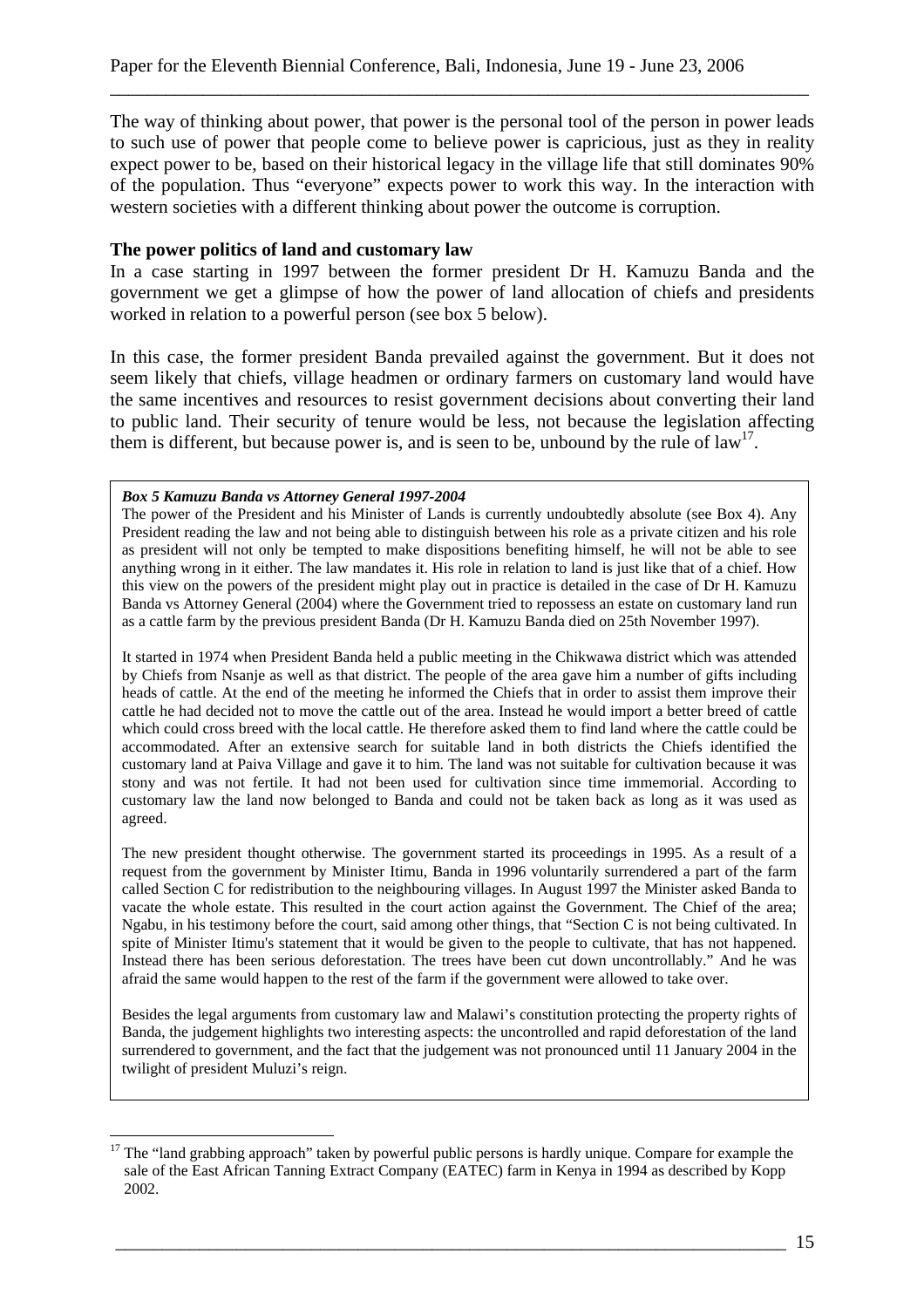The way of thinking about power, that power is the personal tool of the person in power leads to such use of power that people come to believe power is capricious, just as they in reality expect power to be, based on their historical legacy in the village life that still dominates 90% of the population. Thus "everyone" expects power to work this way. In the interaction with western societies with a different thinking about power the outcome is corruption.

**The power politics of land and customary law**

In a case starting in 1997 between the former president Dr H. Kamuzu Banda and the government we get a glimpse of how the power of land allocation of chiefs and presidents worked in relation to a powerful person (see box 5 below).

In this case, the former president Banda prevailed against the government. But it does not seem likely that chiefs, village headmen or ordinary farmers on customary land would have the same incentives and resources to resist government decisions about converting their land to public land. Their security of tenure would be less, not because the legislation affecting them is different, but because power is, and is seen to be, unbound by the rule of law[17].

> ***Box 5 Kamuzu Banda vs Attorney General 1997-2004***
>
> The power of the President and his Minister of Lands is currently undoubtedly absolute (see Box 4). Any President reading the law and not being able to distinguish between his role as a private citizen and his role as president will not only be tempted to make dispositions benefiting himself, he will not be able to see anything wrong in it either. The law mandates it. His role in relation to land is just like that of a chief. How this view on the powers of the president might play out in practice is detailed in the case of Dr H. Kamuzu Banda vs Attorney General (2004) where the Government tried to repossess an estate on customary land run as a cattle farm by the previous president Banda (Dr H. Kamuzu Banda died on 25th November 1997).
>
> It started in 1974 when President Banda held a public meeting in the Chikwawa district which was attended by Chiefs from Nsanje as well as that district. The people of the area gave him a number of gifts including heads of cattle. At the end of the meeting he informed the Chiefs that in order to assist them improve their cattle he had decided not to move the cattle out of the area. Instead he would import a better breed of cattle which could cross breed with the local cattle. He therefore asked them to find land where the cattle could be accommodated. After an extensive search for suitable land in both districts the Chiefs identified the customary land at Paiva Village and gave it to him. The land was not suitable for cultivation because it was stony and was not fertile. It had not been used for cultivation since time immemorial. According to customary law the land now belonged to Banda and could not be taken back as long as it was used as agreed.
>
> The new president thought otherwise. The government started its proceedings in 1995. As a result of a request from the government by Minister Itimu, Banda in 1996 voluntarily surrendered a part of the farm called Section C for redistribution to the neighbouring villages. In August 1997 the Minister asked Banda to vacate the whole estate. This resulted in the court action against the Government. The Chief of the area; Ngabu, in his testimony before the court, said among other things, that "Section C is not being cultivated. In spite of Minister Itimu's statement that it would be given to the people to cultivate, that has not happened. Instead there has been serious deforestation. The trees have been cut down uncontrollably." And he was afraid the same would happen to the rest of the farm if the government were allowed to take over.
>
> Besides the legal arguments from customary law and Malawi's constitution protecting the property rights of Banda, the judgement highlights two interesting aspects: the uncontrolled and rapid deforestation of the land surrendered to government, and the fact that the judgement was not pronounced until 11 January 2004 in the twilight of president Muluzi's reign.

---

[17] The "land grabbing approach" taken by powerful public persons is hardly unique. Compare for example the sale of the East African Tanning Extract Company (EATEC) farm in Kenya in 1994 as described by Kopp 2002.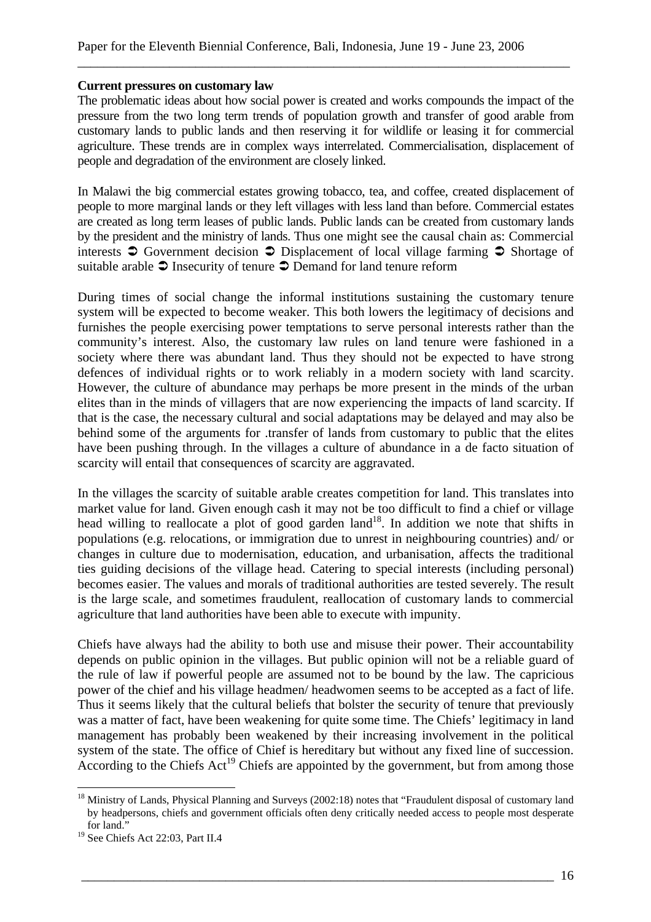**Current pressures on customary law**

The problematic ideas about how social power is created and works compounds the impact of the pressure from the two long term trends of population growth and transfer of good arable from customary lands to public lands and then reserving it for wildlife or leasing it for commercial agriculture. These trends are in complex ways interrelated. Commercialisation, displacement of people and degradation of the environment are closely linked.

In Malawi the big commercial estates growing tobacco, tea, and coffee, created displacement of people to more marginal lands or they left villages with less land than before. Commercial estates are created as long term leases of public lands. Public lands can be created from customary lands by the president and the ministry of lands. Thus one might see the causal chain as: Commercial interests ➲ Government decision ➲ Displacement of local village farming ➲ Shortage of suitable arable ➲ Insecurity of tenure ➲ Demand for land tenure reform

During times of social change the informal institutions sustaining the customary tenure system will be expected to become weaker. This both lowers the legitimacy of decisions and furnishes the people exercising power temptations to serve personal interests rather than the community's interest. Also, the customary law rules on land tenure were fashioned in a society where there was abundant land. Thus they should not be expected to have strong defences of individual rights or to work reliably in a modern society with land scarcity. However, the culture of abundance may perhaps be more present in the minds of the urban elites than in the minds of villagers that are now experiencing the impacts of land scarcity. If that is the case, the necessary cultural and social adaptations may be delayed and may also be behind some of the arguments for .transfer of lands from customary to public that the elites have been pushing through. In the villages a culture of abundance in a de facto situation of scarcity will entail that consequences of scarcity are aggravated.

In the villages the scarcity of suitable arable creates competition for land. This translates into market value for land. Given enough cash it may not be too difficult to find a chief or village head willing to reallocate a plot of good garden land[18]. In addition we note that shifts in populations (e.g. relocations, or immigration due to unrest in neighbouring countries) and/ or changes in culture due to modernisation, education, and urbanisation, affects the traditional ties guiding decisions of the village head. Catering to special interests (including personal) becomes easier. The values and morals of traditional authorities are tested severely. The result is the large scale, and sometimes fraudulent, reallocation of customary lands to commercial agriculture that land authorities have been able to execute with impunity.

Chiefs have always had the ability to both use and misuse their power. Their accountability depends on public opinion in the villages. But public opinion will not be a reliable guard of the rule of law if powerful people are assumed not to be bound by the law. The capricious power of the chief and his village headmen/ headwomen seems to be accepted as a fact of life. Thus it seems likely that the cultural beliefs that bolster the security of tenure that previously was a matter of fact, have been weakening for quite some time. The Chiefs' legitimacy in land management has probably been weakened by their increasing involvement in the political system of the state. The office of Chief is hereditary but without any fixed line of succession. According to the Chiefs Act[19] Chiefs are appointed by the government, but from among those

[18] Ministry of Lands, Physical Planning and Surveys (2002:18) notes that "Fraudulent disposal of customary land by headpersons, chiefs and government officials often deny critically needed access to people most desperate for land."

[19] See Chiefs Act 22:03, Part II.4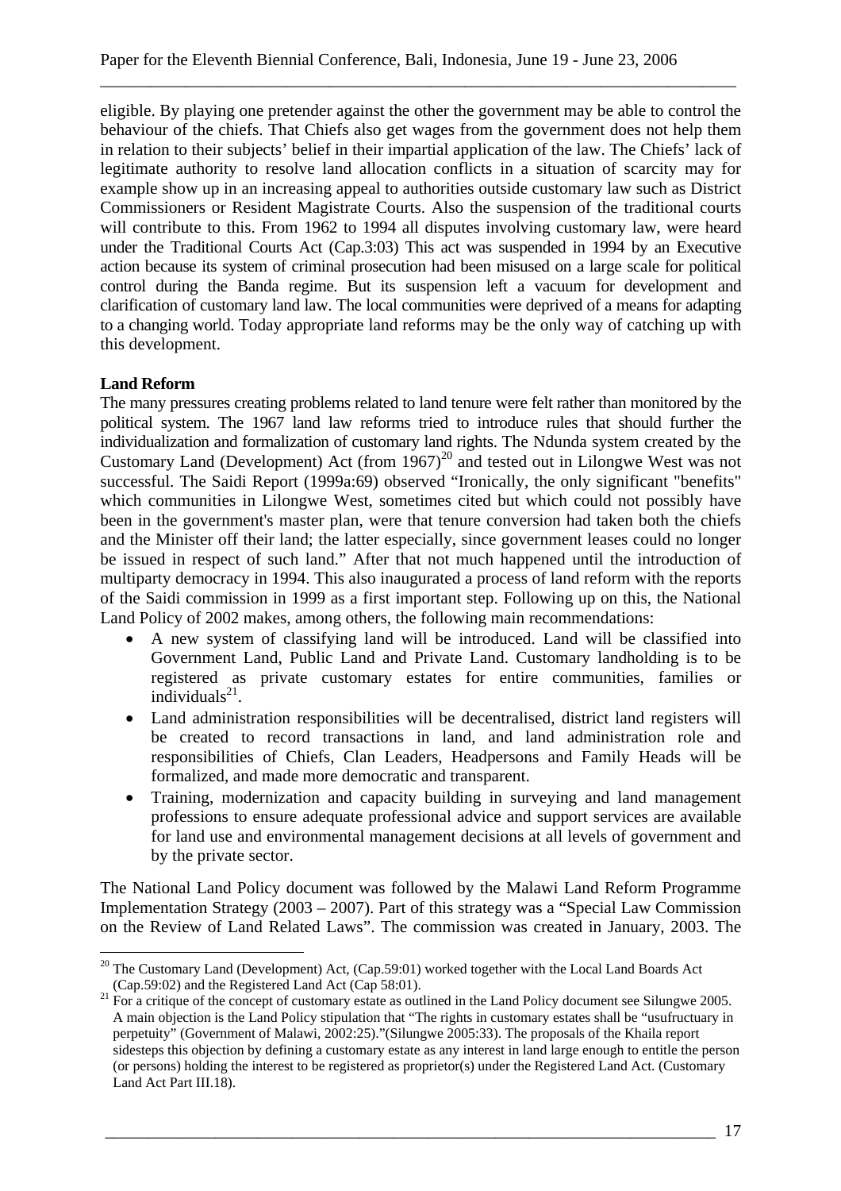eligible. By playing one pretender against the other the government may be able to control the behaviour of the chiefs. That Chiefs also get wages from the government does not help them in relation to their subjects' belief in their impartial application of the law. The Chiefs' lack of legitimate authority to resolve land allocation conflicts in a situation of scarcity may for example show up in an increasing appeal to authorities outside customary law such as District Commissioners or Resident Magistrate Courts. Also the suspension of the traditional courts will contribute to this. From 1962 to 1994 all disputes involving customary law, were heard under the Traditional Courts Act (Cap.3:03) This act was suspended in 1994 by an Executive action because its system of criminal prosecution had been misused on a large scale for political control during the Banda regime. But its suspension left a vacuum for development and clarification of customary land law. The local communities were deprived of a means for adapting to a changing world. Today appropriate land reforms may be the only way of catching up with this development.

**Land Reform**

The many pressures creating problems related to land tenure were felt rather than monitored by the political system. The 1967 land law reforms tried to introduce rules that should further the individualization and formalization of customary land rights. The Ndunda system created by the Customary Land (Development) Act (from 1967)[20] and tested out in Lilongwe West was not successful. The Saidi Report (1999a:69) observed "Ironically, the only significant "benefits" which communities in Lilongwe West, sometimes cited but which could not possibly have been in the government's master plan, were that tenure conversion had taken both the chiefs and the Minister off their land; the latter especially, since government leases could no longer be issued in respect of such land." After that not much happened until the introduction of multiparty democracy in 1994. This also inaugurated a process of land reform with the reports of the Saidi commission in 1999 as a first important step. Following up on this, the National Land Policy of 2002 makes, among others, the following main recommendations:

- A new system of classifying land will be introduced. Land will be classified into Government Land, Public Land and Private Land. Customary landholding is to be registered as private customary estates for entire communities, families or individuals[21].
- Land administration responsibilities will be decentralised, district land registers will be created to record transactions in land, and land administration role and responsibilities of Chiefs, Clan Leaders, Headpersons and Family Heads will be formalized, and made more democratic and transparent.
- Training, modernization and capacity building in surveying and land management professions to ensure adequate professional advice and support services are available for land use and environmental management decisions at all levels of government and by the private sector.

The National Land Policy document was followed by the Malawi Land Reform Programme Implementation Strategy (2003 – 2007). Part of this strategy was a "Special Law Commission on the Review of Land Related Laws". The commission was created in January, 2003. The

[20] The Customary Land (Development) Act, (Cap.59:01) worked together with the Local Land Boards Act (Cap.59:02) and the Registered Land Act (Cap 58:01).

[21] For a critique of the concept of customary estate as outlined in the Land Policy document see Silungwe 2005. A main objection is the Land Policy stipulation that "The rights in customary estates shall be "usufructuary in perpetuity" (Government of Malawi, 2002:25)."(Silungwe 2005:33). The proposals of the Khaila report sidesteps this objection by defining a customary estate as any interest in land large enough to entitle the person (or persons) holding the interest to be registered as proprietor(s) under the Registered Land Act. (Customary Land Act Part III.18).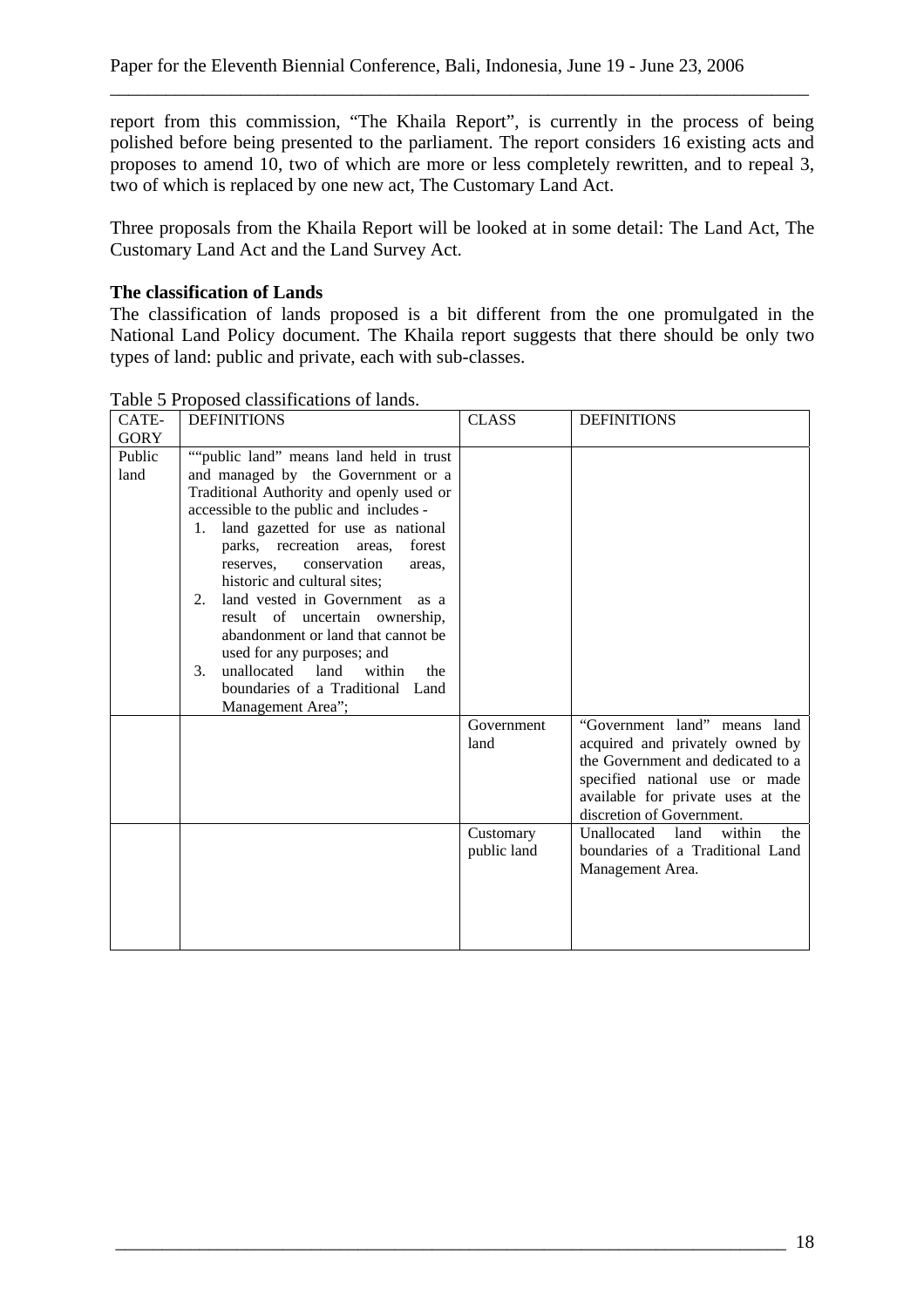report from this commission, "The Khaila Report", is currently in the process of being polished before being presented to the parliament. The report considers 16 existing acts and proposes to amend 10, two of which are more or less completely rewritten, and to repeal 3, two of which is replaced by one new act, The Customary Land Act.

Three proposals from the Khaila Report will be looked at in some detail: The Land Act, The Customary Land Act and the Land Survey Act.

**The classification of Lands**

The classification of lands proposed is a bit different from the one promulgated in the National Land Policy document. The Khaila report suggests that there should be only two types of land: public and private, each with sub-classes.

Table 5 Proposed classifications of lands.

| CATE-GORY | DEFINITIONS | CLASS | DEFINITIONS |
|---|---|---|---|
| Public land | ""public land" means land held in trust and managed by the Government or a Traditional Authority and openly used or accessible to the public and includes - 1. land gazetted for use as national parks, recreation areas, forest reserves, conservation areas, historic and cultural sites; 2. land vested in Government as a result of uncertain ownership, abandonment or land that cannot be used for any purposes; and 3. unallocated land within the boundaries of a Traditional Land Management Area"; | | |
| | | Government land | "Government land" means land acquired and privately owned by the Government and dedicated to a specified national use or made available for private uses at the discretion of Government. |
| | | Customary public land | Unallocated land within the boundaries of a Traditional Land Management Area. |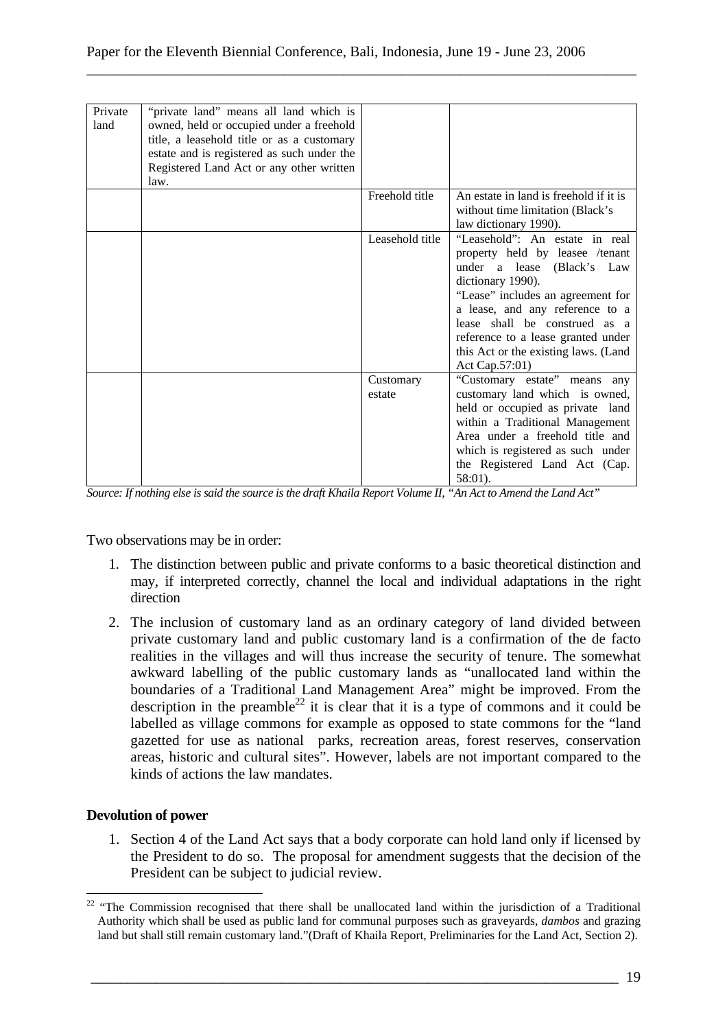| | | | |
|---|---|---|---|
| Private land | "private land" means all land which is owned, held or occupied under a freehold title, a leasehold title or as a customary estate and is registered as such under the Registered Land Act or any other written law. | | |
| | | Freehold title | An estate in land is freehold if it is without time limitation (Black's law dictionary 1990). |
| | | Leasehold title | "Leasehold": An estate in real property held by leasee /tenant under a lease (Black's Law dictionary 1990). "Lease" includes an agreement for a lease, and any reference to a lease shall be construed as a reference to a lease granted under this Act or the existing laws. (Land Act Cap.57:01) |
| | | Customary estate | "Customary estate" means any customary land which is owned, held or occupied as private land within a Traditional Management Area under a freehold title and which is registered as such under the Registered Land Act (Cap. 58:01). |

*Source: If nothing else is said the source is the draft Khaila Report Volume II, "An Act to Amend the Land Act"*

Two observations may be in order:

1. The distinction between public and private conforms to a basic theoretical distinction and may, if interpreted correctly, channel the local and individual adaptations in the right direction
2. The inclusion of customary land as an ordinary category of land divided between private customary land and public customary land is a confirmation of the de facto realities in the villages and will thus increase the security of tenure. The somewhat awkward labelling of the public customary lands as "unallocated land within the boundaries of a Traditional Land Management Area" might be improved. From the description in the preamble[22] it is clear that it is a type of commons and it could be labelled as village commons for example as opposed to state commons for the "land gazetted for use as national parks, recreation areas, forest reserves, conservation areas, historic and cultural sites". However, labels are not important compared to the kinds of actions the law mandates.

**Devolution of power**

1. Section 4 of the Land Act says that a body corporate can hold land only if licensed by the President to do so. The proposal for amendment suggests that the decision of the President can be subject to judicial review.

[22] "The Commission recognised that there shall be unallocated land within the jurisdiction of a Traditional Authority which shall be used as public land for communal purposes such as graveyards, *dambos* and grazing land but shall still remain customary land."(Draft of Khaila Report, Preliminaries for the Land Act, Section 2).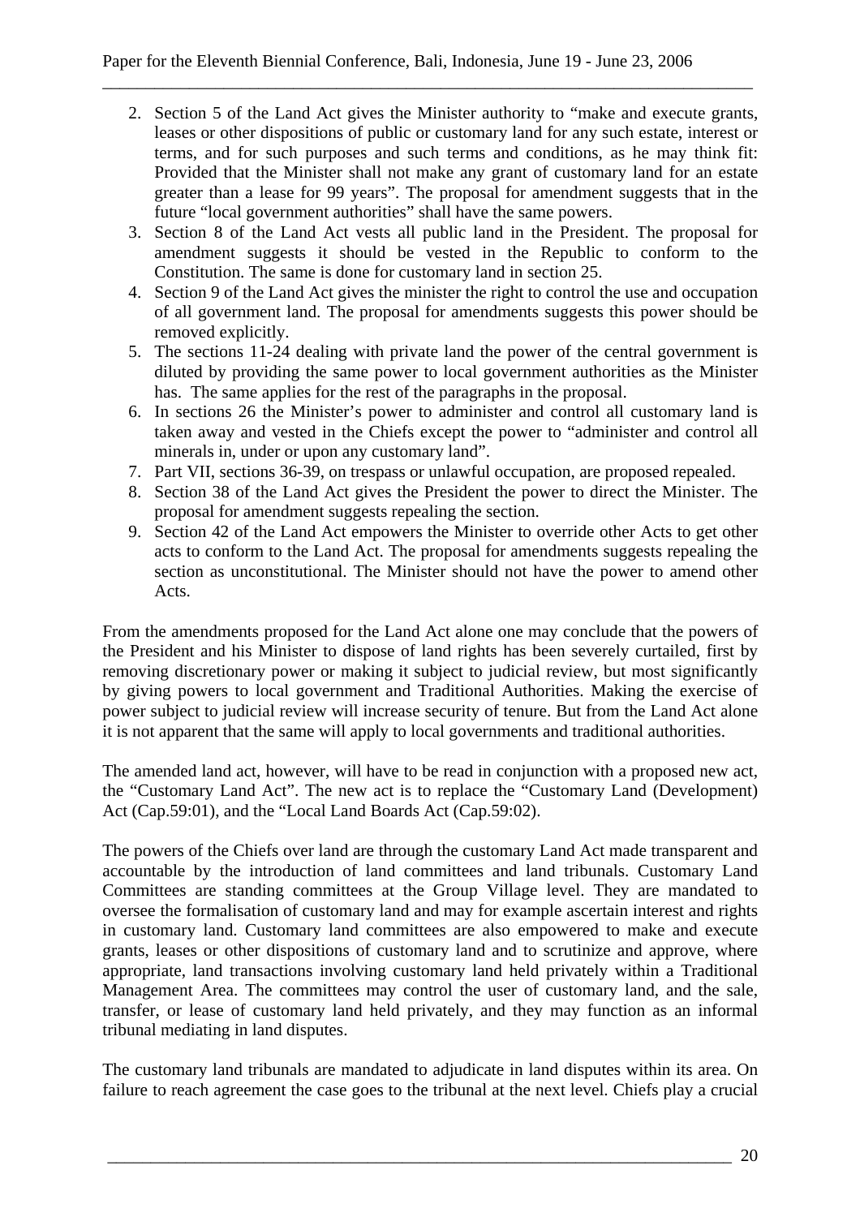2. Section 5 of the Land Act gives the Minister authority to "make and execute grants, leases or other dispositions of public or customary land for any such estate, interest or terms, and for such purposes and such terms and conditions, as he may think fit: Provided that the Minister shall not make any grant of customary land for an estate greater than a lease for 99 years". The proposal for amendment suggests that in the future "local government authorities" shall have the same powers.
3. Section 8 of the Land Act vests all public land in the President. The proposal for amendment suggests it should be vested in the Republic to conform to the Constitution. The same is done for customary land in section 25.
4. Section 9 of the Land Act gives the minister the right to control the use and occupation of all government land. The proposal for amendments suggests this power should be removed explicitly.
5. The sections 11-24 dealing with private land the power of the central government is diluted by providing the same power to local government authorities as the Minister has. The same applies for the rest of the paragraphs in the proposal.
6. In sections 26 the Minister's power to administer and control all customary land is taken away and vested in the Chiefs except the power to "administer and control all minerals in, under or upon any customary land".
7. Part VII, sections 36-39, on trespass or unlawful occupation, are proposed repealed.
8. Section 38 of the Land Act gives the President the power to direct the Minister. The proposal for amendment suggests repealing the section.
9. Section 42 of the Land Act empowers the Minister to override other Acts to get other acts to conform to the Land Act. The proposal for amendments suggests repealing the section as unconstitutional. The Minister should not have the power to amend other Acts.

From the amendments proposed for the Land Act alone one may conclude that the powers of the President and his Minister to dispose of land rights has been severely curtailed, first by removing discretionary power or making it subject to judicial review, but most significantly by giving powers to local government and Traditional Authorities. Making the exercise of power subject to judicial review will increase security of tenure. But from the Land Act alone it is not apparent that the same will apply to local governments and traditional authorities.

The amended land act, however, will have to be read in conjunction with a proposed new act, the "Customary Land Act". The new act is to replace the "Customary Land (Development) Act (Cap.59:01), and the "Local Land Boards Act (Cap.59:02).

The powers of the Chiefs over land are through the customary Land Act made transparent and accountable by the introduction of land committees and land tribunals. Customary Land Committees are standing committees at the Group Village level. They are mandated to oversee the formalisation of customary land and may for example ascertain interest and rights in customary land. Customary land committees are also empowered to make and execute grants, leases or other dispositions of customary land and to scrutinize and approve, where appropriate, land transactions involving customary land held privately within a Traditional Management Area. The committees may control the user of customary land, and the sale, transfer, or lease of customary land held privately, and they may function as an informal tribunal mediating in land disputes.

The customary land tribunals are mandated to adjudicate in land disputes within its area. On failure to reach agreement the case goes to the tribunal at the next level. Chiefs play a crucial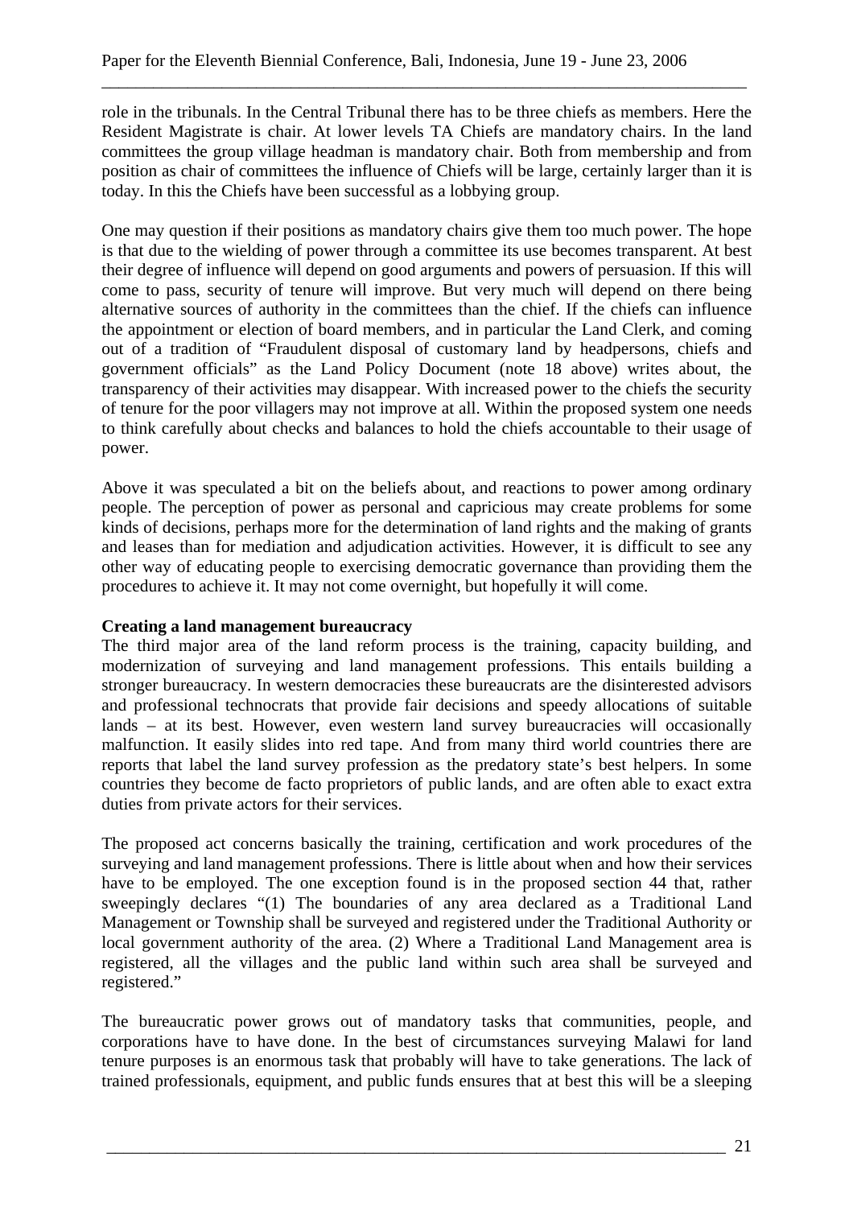role in the tribunals. In the Central Tribunal there has to be three chiefs as members. Here the Resident Magistrate is chair. At lower levels TA Chiefs are mandatory chairs. In the land committees the group village headman is mandatory chair. Both from membership and from position as chair of committees the influence of Chiefs will be large, certainly larger than it is today. In this the Chiefs have been successful as a lobbying group.

One may question if their positions as mandatory chairs give them too much power. The hope is that due to the wielding of power through a committee its use becomes transparent. At best their degree of influence will depend on good arguments and powers of persuasion. If this will come to pass, security of tenure will improve. But very much will depend on there being alternative sources of authority in the committees than the chief. If the chiefs can influence the appointment or election of board members, and in particular the Land Clerk, and coming out of a tradition of "Fraudulent disposal of customary land by headpersons, chiefs and government officials" as the Land Policy Document (note 18 above) writes about, the transparency of their activities may disappear. With increased power to the chiefs the security of tenure for the poor villagers may not improve at all. Within the proposed system one needs to think carefully about checks and balances to hold the chiefs accountable to their usage of power.

Above it was speculated a bit on the beliefs about, and reactions to power among ordinary people. The perception of power as personal and capricious may create problems for some kinds of decisions, perhaps more for the determination of land rights and the making of grants and leases than for mediation and adjudication activities. However, it is difficult to see any other way of educating people to exercising democratic governance than providing them the procedures to achieve it. It may not come overnight, but hopefully it will come.

**Creating a land management bureaucracy**

The third major area of the land reform process is the training, capacity building, and modernization of surveying and land management professions. This entails building a stronger bureaucracy. In western democracies these bureaucrats are the disinterested advisors and professional technocrats that provide fair decisions and speedy allocations of suitable lands – at its best. However, even western land survey bureaucracies will occasionally malfunction. It easily slides into red tape. And from many third world countries there are reports that label the land survey profession as the predatory state's best helpers. In some countries they become de facto proprietors of public lands, and are often able to exact extra duties from private actors for their services.

The proposed act concerns basically the training, certification and work procedures of the surveying and land management professions. There is little about when and how their services have to be employed. The one exception found is in the proposed section 44 that, rather sweepingly declares "(1) The boundaries of any area declared as a Traditional Land Management or Township shall be surveyed and registered under the Traditional Authority or local government authority of the area. (2) Where a Traditional Land Management area is registered, all the villages and the public land within such area shall be surveyed and registered."

The bureaucratic power grows out of mandatory tasks that communities, people, and corporations have to have done. In the best of circumstances surveying Malawi for land tenure purposes is an enormous task that probably will have to take generations. The lack of trained professionals, equipment, and public funds ensures that at best this will be a sleeping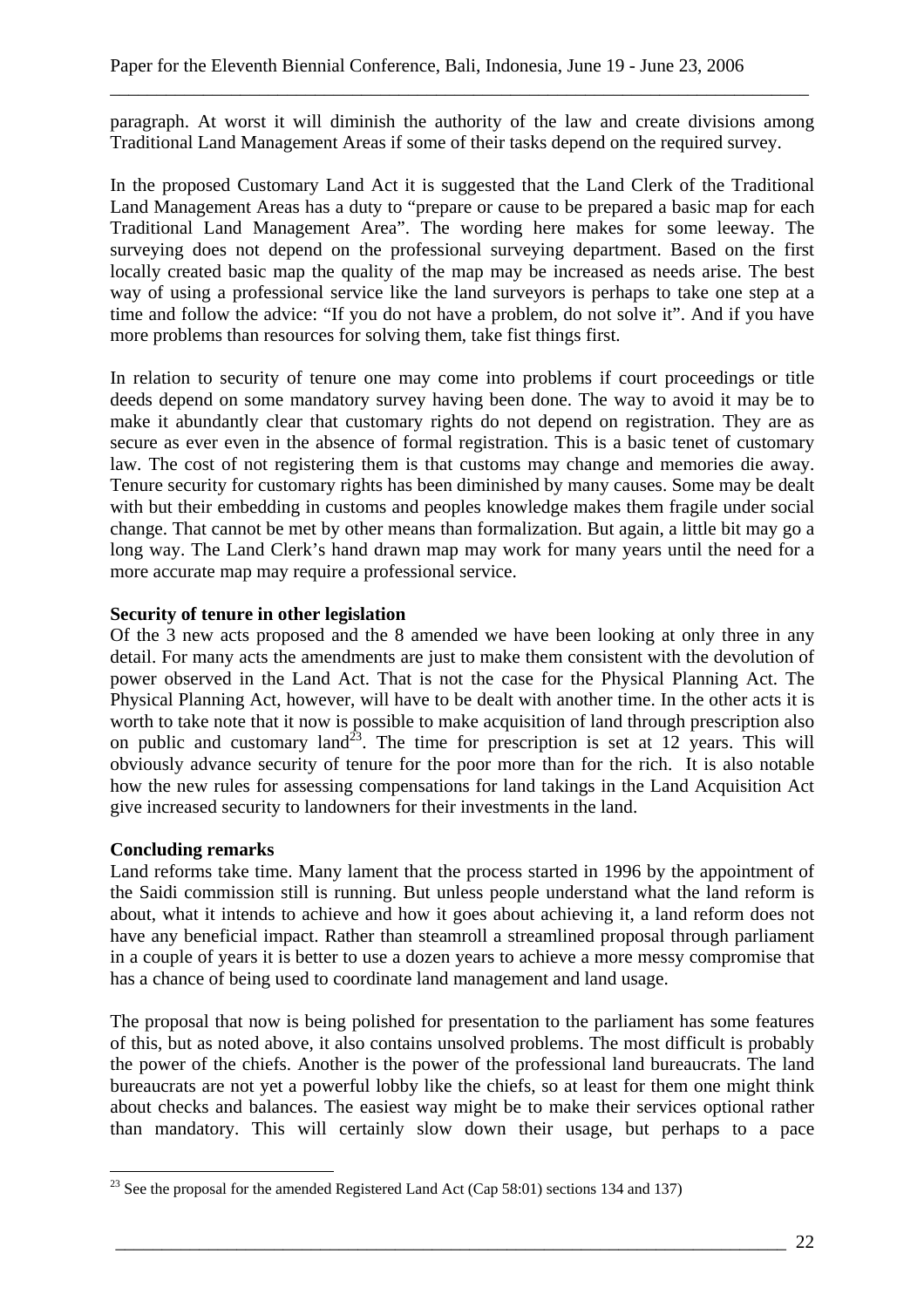paragraph. At worst it will diminish the authority of the law and create divisions among Traditional Land Management Areas if some of their tasks depend on the required survey.

In the proposed Customary Land Act it is suggested that the Land Clerk of the Traditional Land Management Areas has a duty to "prepare or cause to be prepared a basic map for each Traditional Land Management Area". The wording here makes for some leeway. The surveying does not depend on the professional surveying department. Based on the first locally created basic map the quality of the map may be increased as needs arise. The best way of using a professional service like the land surveyors is perhaps to take one step at a time and follow the advice: "If you do not have a problem, do not solve it". And if you have more problems than resources for solving them, take fist things first.

In relation to security of tenure one may come into problems if court proceedings or title deeds depend on some mandatory survey having been done. The way to avoid it may be to make it abundantly clear that customary rights do not depend on registration. They are as secure as ever even in the absence of formal registration. This is a basic tenet of customary law. The cost of not registering them is that customs may change and memories die away. Tenure security for customary rights has been diminished by many causes. Some may be dealt with but their embedding in customs and peoples knowledge makes them fragile under social change. That cannot be met by other means than formalization. But again, a little bit may go a long way. The Land Clerk's hand drawn map may work for many years until the need for a more accurate map may require a professional service.

**Security of tenure in other legislation**

Of the 3 new acts proposed and the 8 amended we have been looking at only three in any detail. For many acts the amendments are just to make them consistent with the devolution of power observed in the Land Act. That is not the case for the Physical Planning Act. The Physical Planning Act, however, will have to be dealt with another time. In the other acts it is worth to take note that it now is possible to make acquisition of land through prescription also on public and customary land[23]. The time for prescription is set at 12 years. This will obviously advance security of tenure for the poor more than for the rich. It is also notable how the new rules for assessing compensations for land takings in the Land Acquisition Act give increased security to landowners for their investments in the land.

**Concluding remarks**

Land reforms take time. Many lament that the process started in 1996 by the appointment of the Saidi commission still is running. But unless people understand what the land reform is about, what it intends to achieve and how it goes about achieving it, a land reform does not have any beneficial impact. Rather than steamroll a streamlined proposal through parliament in a couple of years it is better to use a dozen years to achieve a more messy compromise that has a chance of being used to coordinate land management and land usage.

The proposal that now is being polished for presentation to the parliament has some features of this, but as noted above, it also contains unsolved problems. The most difficult is probably the power of the chiefs. Another is the power of the professional land bureaucrats. The land bureaucrats are not yet a powerful lobby like the chiefs, so at least for them one might think about checks and balances. The easiest way might be to make their services optional rather than mandatory. This will certainly slow down their usage, but perhaps to a pace

[23] See the proposal for the amended Registered Land Act (Cap 58:01) sections 134 and 137)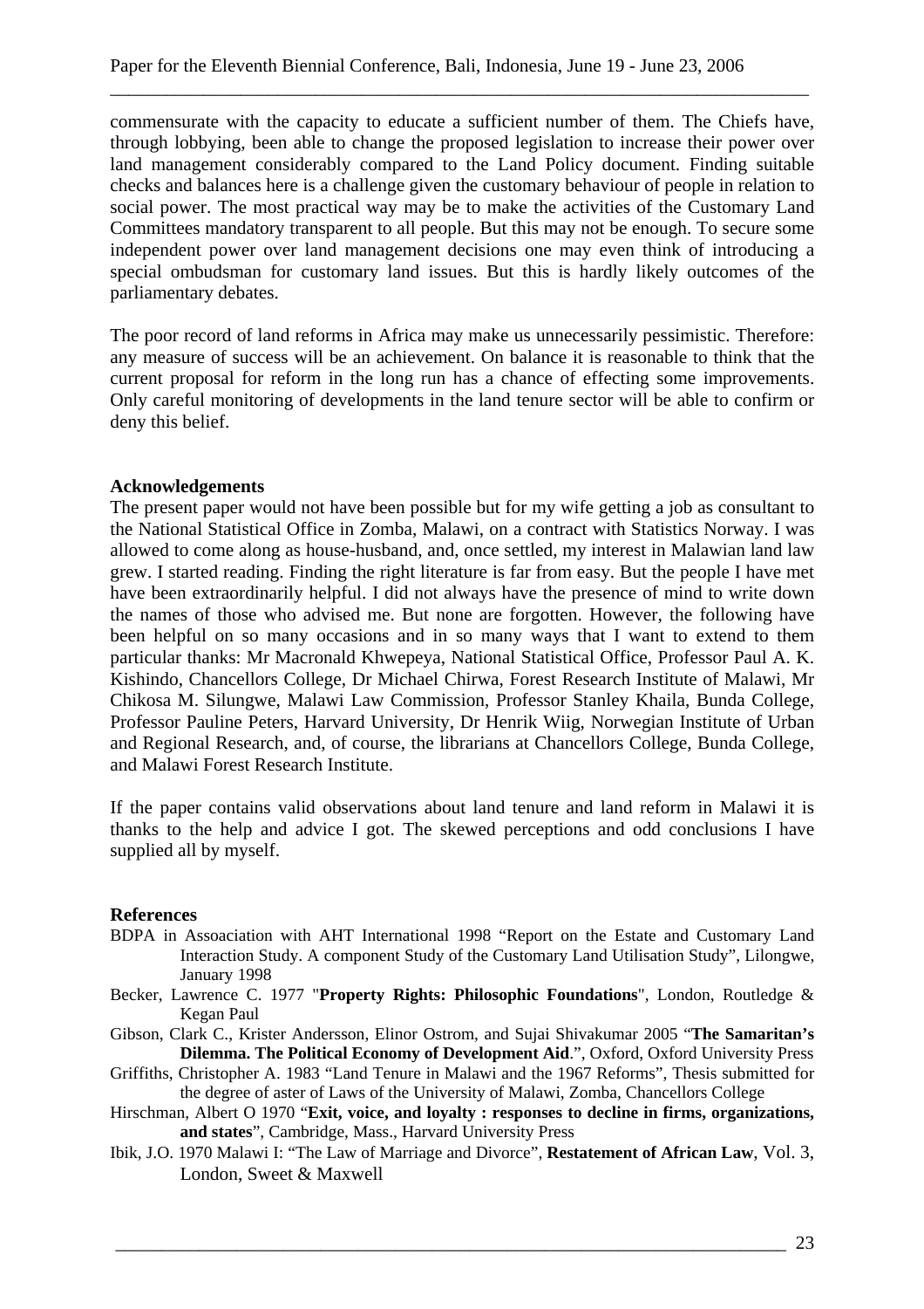commensurate with the capacity to educate a sufficient number of them. The Chiefs have, through lobbying, been able to change the proposed legislation to increase their power over land management considerably compared to the Land Policy document. Finding suitable checks and balances here is a challenge given the customary behaviour of people in relation to social power. The most practical way may be to make the activities of the Customary Land Committees mandatory transparent to all people. But this may not be enough. To secure some independent power over land management decisions one may even think of introducing a special ombudsman for customary land issues. But this is hardly likely outcomes of the parliamentary debates.

The poor record of land reforms in Africa may make us unnecessarily pessimistic. Therefore: any measure of success will be an achievement. On balance it is reasonable to think that the current proposal for reform in the long run has a chance of effecting some improvements. Only careful monitoring of developments in the land tenure sector will be able to confirm or deny this belief.

## Acknowledgements

The present paper would not have been possible but for my wife getting a job as consultant to the National Statistical Office in Zomba, Malawi, on a contract with Statistics Norway. I was allowed to come along as house-husband, and, once settled, my interest in Malawian land law grew. I started reading. Finding the right literature is far from easy. But the people I have met have been extraordinarily helpful. I did not always have the presence of mind to write down the names of those who advised me. But none are forgotten. However, the following have been helpful on so many occasions and in so many ways that I want to extend to them particular thanks: Mr Macronald Khwepeya, National Statistical Office, Professor Paul A. K. Kishindo, Chancellors College, Dr Michael Chirwa, Forest Research Institute of Malawi, Mr Chikosa M. Silungwe, Malawi Law Commission, Professor Stanley Khaila, Bunda College, Professor Pauline Peters, Harvard University, Dr Henrik Wiig, Norwegian Institute of Urban and Regional Research, and, of course, the librarians at Chancellors College, Bunda College, and Malawi Forest Research Institute.

If the paper contains valid observations about land tenure and land reform in Malawi it is thanks to the help and advice I got. The skewed perceptions and odd conclusions I have supplied all by myself.

## References

BDPA in Assoaciation with AHT International 1998 "Report on the Estate and Customary Land Interaction Study. A component Study of the Customary Land Utilisation Study", Lilongwe, January 1998

Becker, Lawrence C. 1977 "**Property Rights: Philosophic Foundations**", London, Routledge & Kegan Paul

Gibson, Clark C., Krister Andersson, Elinor Ostrom, and Sujai Shivakumar 2005 "**The Samaritan's Dilemma. The Political Economy of Development Aid**.", Oxford, Oxford University Press

Griffiths, Christopher A. 1983 "Land Tenure in Malawi and the 1967 Reforms", Thesis submitted for the degree of aster of Laws of the University of Malawi, Zomba, Chancellors College

Hirschman, Albert O 1970 "**Exit, voice, and loyalty : responses to decline in firms, organizations, and states**", Cambridge, Mass., Harvard University Press

Ibik, J.O. 1970 Malawi I: "The Law of Marriage and Divorce", **Restatement of African Law**, Vol. 3, London, Sweet & Maxwell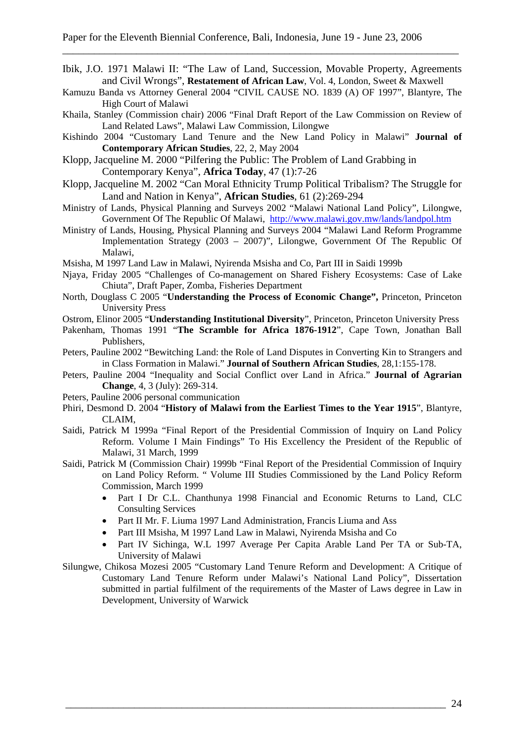Ibik, J.O. 1971 Malawi II: "The Law of Land, Succession, Movable Property, Agreements and Civil Wrongs", **Restatement of African Law**, Vol. 4, London, Sweet & Maxwell

Kamuzu Banda vs Attorney General 2004 "CIVIL CAUSE NO. 1839 (A) OF 1997", Blantyre, The High Court of Malawi

Khaila, Stanley (Commission chair) 2006 "Final Draft Report of the Law Commission on Review of Land Related Laws", Malawi Law Commission, Lilongwe

Kishindo 2004 "Customary Land Tenure and the New Land Policy in Malawi" **Journal of Contemporary African Studies**, 22, 2, May 2004

Klopp, Jacqueline M. 2000 "Pilfering the Public: The Problem of Land Grabbing in Contemporary Kenya", **Africa Today**, 47 (1):7-26

Klopp, Jacqueline M. 2002 "Can Moral Ethnicity Trump Political Tribalism? The Struggle for Land and Nation in Kenya", **African Studies**, 61 (2):269-294

Ministry of Lands, Physical Planning and Surveys 2002 "Malawi National Land Policy", Lilongwe, Government Of The Republic Of Malawi, http://www.malawi.gov.mw/lands/landpol.htm

Ministry of Lands, Housing, Physical Planning and Surveys 2004 "Malawi Land Reform Programme Implementation Strategy (2003 – 2007)", Lilongwe, Government Of The Republic Of Malawi,

Msisha, M 1997 Land Law in Malawi, Nyirenda Msisha and Co, Part III in Saidi 1999b

Njaya, Friday 2005 "Challenges of Co-management on Shared Fishery Ecosystems: Case of Lake Chiuta", Draft Paper, Zomba, Fisheries Department

North, Douglass C 2005 "**Understanding the Process of Economic Change",** Princeton, Princeton University Press

Ostrom, Elinor 2005 "**Understanding Institutional Diversity**", Princeton, Princeton University Press

Pakenham, Thomas 1991 "**The Scramble for Africa 1876-1912**", Cape Town, Jonathan Ball Publishers,

Peters, Pauline 2002 "Bewitching Land: the Role of Land Disputes in Converting Kin to Strangers and in Class Formation in Malawi." **Journal of Southern African Studies**, 28,1:155-178.

Peters, Pauline 2004 "Inequality and Social Conflict over Land in Africa." **Journal of Agrarian Change**, 4, 3 (July): 269-314.

Peters, Pauline 2006 personal communication

Phiri, Desmond D. 2004 "**History of Malawi from the Earliest Times to the Year 1915**", Blantyre, CLAIM,

Saidi, Patrick M 1999a "Final Report of the Presidential Commission of Inquiry on Land Policy Reform. Volume I Main Findings" To His Excellency the President of the Republic of Malawi, 31 March, 1999

Saidi, Patrick M (Commission Chair) 1999b "Final Report of the Presidential Commission of Inquiry on Land Policy Reform. " Volume III Studies Commissioned by the Land Policy Reform Commission, March 1999

- Part I Dr C.L. Chanthunya 1998 Financial and Economic Returns to Land, CLC Consulting Services
- Part II Mr. F. Liuma 1997 Land Administration, Francis Liuma and Ass
- Part III Msisha, M 1997 Land Law in Malawi, Nyirenda Msisha and Co
- Part IV Sichinga, W.L 1997 Average Per Capita Arable Land Per TA or Sub-TA, University of Malawi

Silungwe, Chikosa Mozesi 2005 "Customary Land Tenure Reform and Development: A Critique of Customary Land Tenure Reform under Malawi's National Land Policy", Dissertation submitted in partial fulfilment of the requirements of the Master of Laws degree in Law in Development, University of Warwick